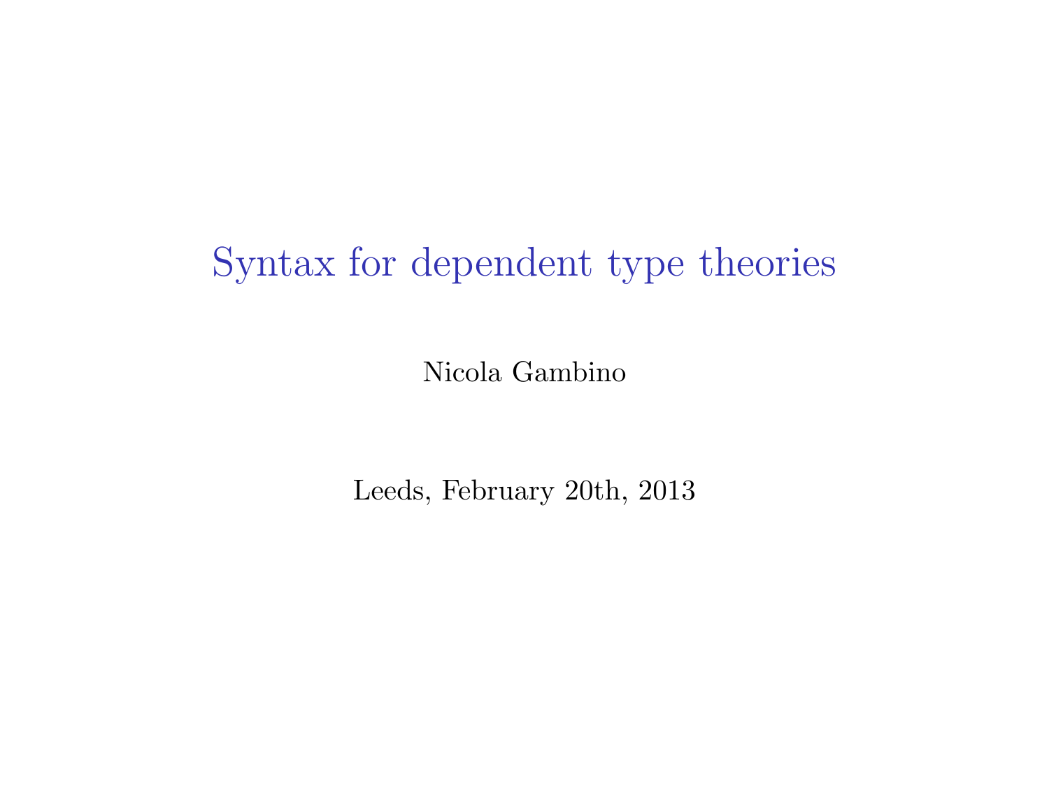# Syntax for dependent type theories

Nicola Gambino

Leeds, February 20th, 2013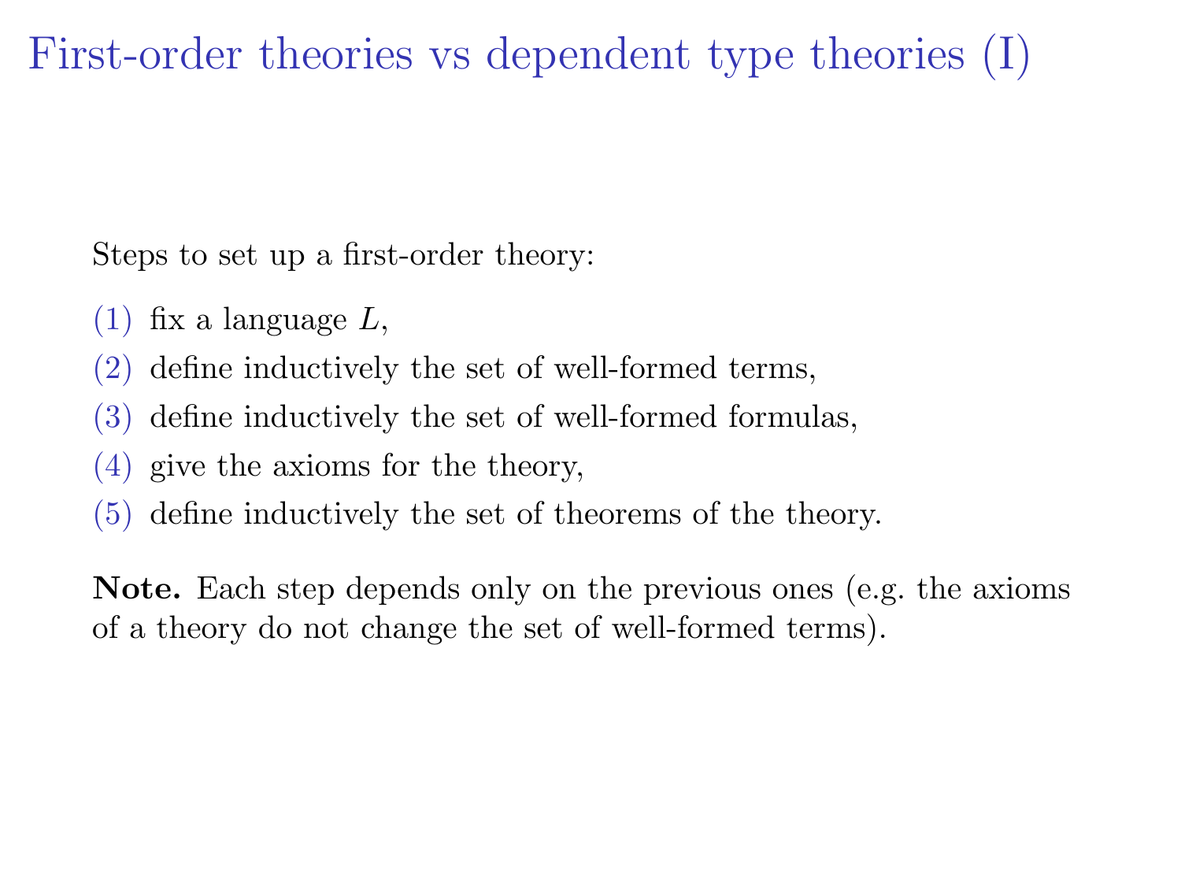# First-order theories vs dependent type theories (I)

Steps to set up a first-order theory:

(1) fix a language $L$,

(2) define inductively the set of well-formed terms,

(3) define inductively the set of well-formed formulas,

(4) give the axioms for the theory,

(5) define inductively the set of theorems of the theory.

**Note.** Each step depends only on the previous ones (e.g. the axioms of a theory do not change the set of well-formed terms).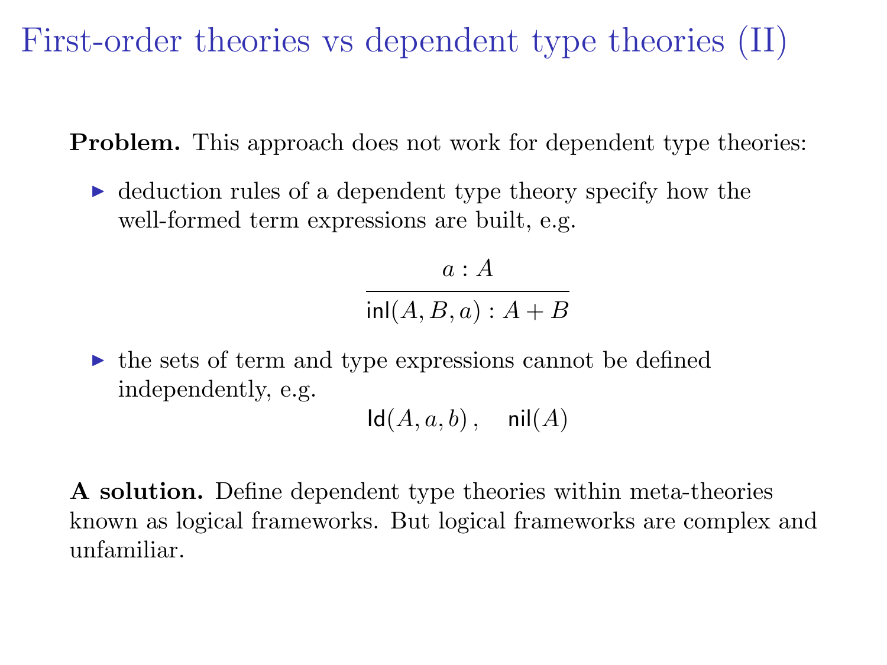# First-order theories vs dependent type theories (II)

**Problem.** This approach does not work for dependent type theories:

- deduction rules of a dependent type theory specify how the well-formed term expressions are built, e.g.

$$\frac{a : A}{\mathsf{inl}(A, B, a) : A + B}$$

- the sets of term and type expressions cannot be defined independently, e.g.

$$\mathsf{Id}(A, a, b)\,, \quad \mathsf{nil}(A)$$

**A solution.** Define dependent type theories within meta-theories known as logical frameworks. But logical frameworks are complex and unfamiliar.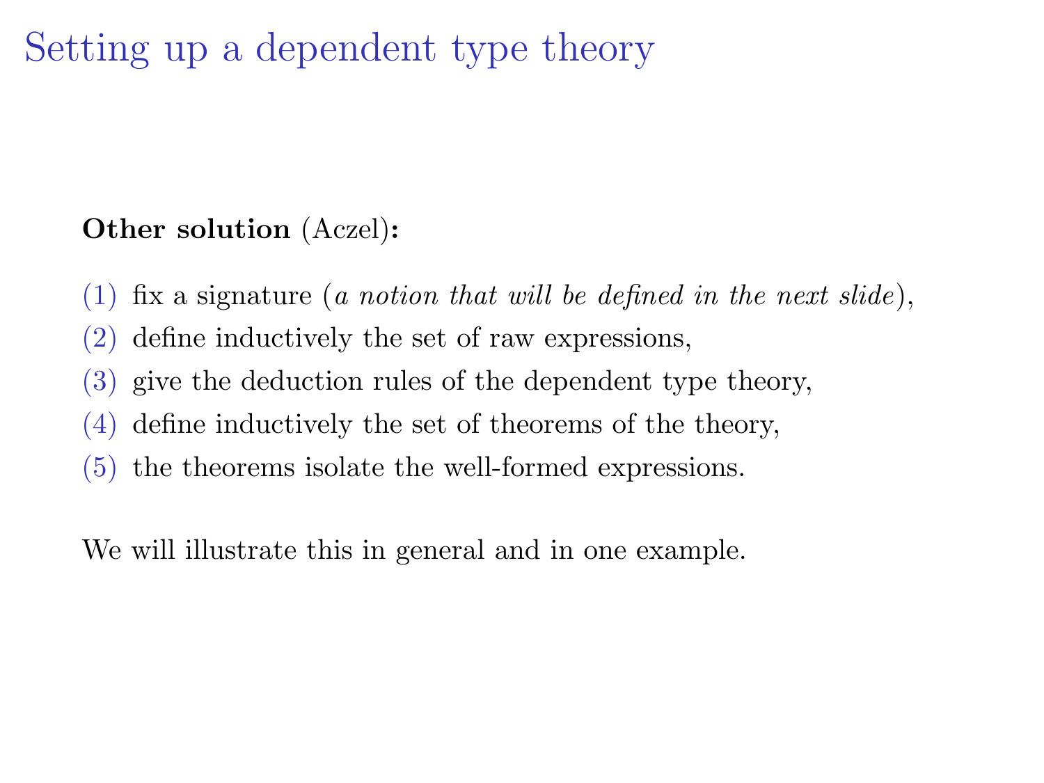# Setting up a dependent type theory

**Other solution** (Aczel)**:**

(1) fix a signature (*a notion that will be defined in the next slide*),

(2) define inductively the set of raw expressions,

(3) give the deduction rules of the dependent type theory,

(4) define inductively the set of theorems of the theory,

(5) the theorems isolate the well-formed expressions.

We will illustrate this in general and in one example.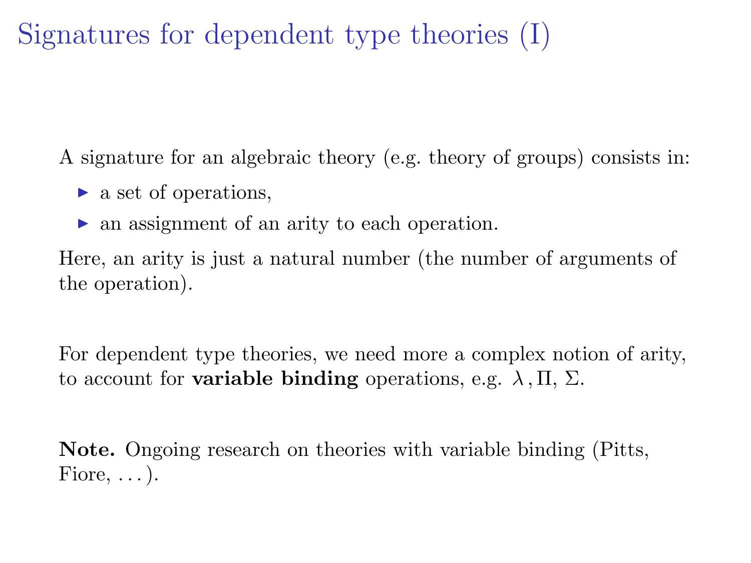# Signatures for dependent type theories (I)

A signature for an algebraic theory (e.g. theory of groups) consists in:

- a set of operations,
- an assignment of an arity to each operation.

Here, an arity is just a natural number (the number of arguments of the operation).

For dependent type theories, we need more a complex notion of arity, to account for **variable binding** operations, e.g. $\lambda$, $\Pi$, $\Sigma$.

**Note.** Ongoing research on theories with variable binding (Pitts, Fiore, ...).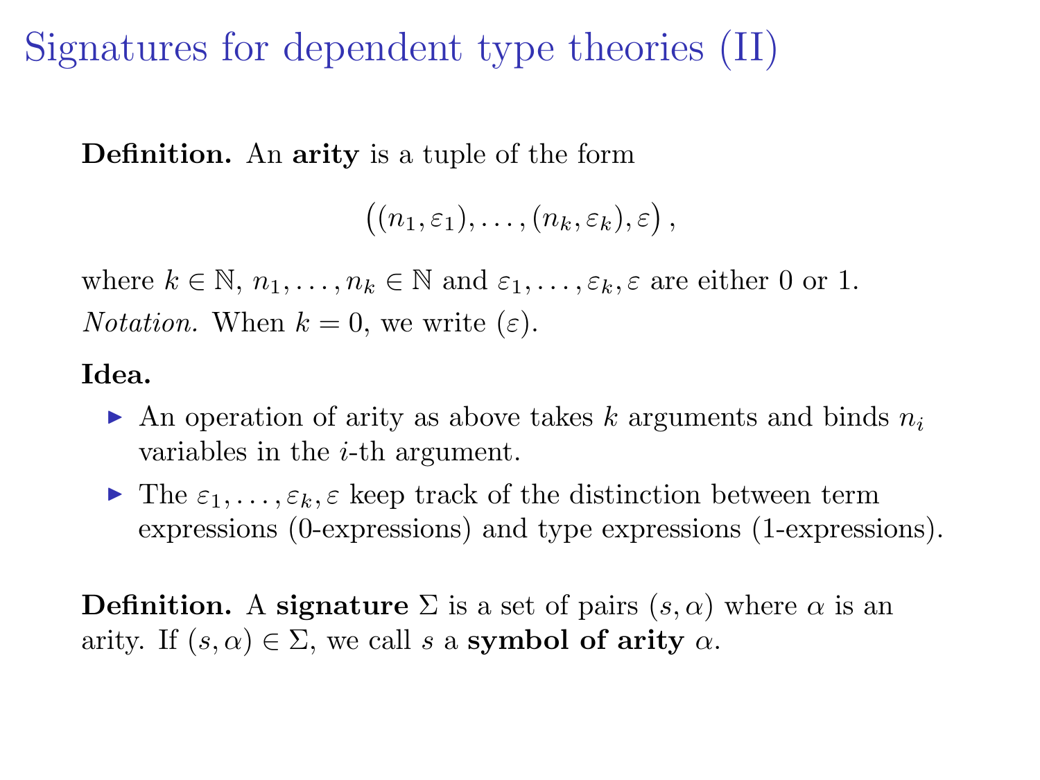# Signatures for dependent type theories (II)

**Definition.** An **arity** is a tuple of the form

$$\big((n_1, \varepsilon_1), \ldots, (n_k, \varepsilon_k), \varepsilon\big)\,,$$

where $k \in \mathbb{N}$, $n_1, \ldots, n_k \in \mathbb{N}$ and $\varepsilon_1, \ldots, \varepsilon_k, \varepsilon$ are either 0 or 1.

*Notation.* When $k = 0$, we write $(\varepsilon)$.

**Idea.**

- An operation of arity as above takes $k$ arguments and binds $n_i$ variables in the $i$-th argument.
- The $\varepsilon_1, \ldots, \varepsilon_k, \varepsilon$ keep track of the distinction between term expressions (0-expressions) and type expressions (1-expressions).

**Definition.** A **signature** $\Sigma$ is a set of pairs $(s, \alpha)$ where $\alpha$ is an arity. If $(s, \alpha) \in \Sigma$, we call $s$ a **symbol of arity** $\alpha$.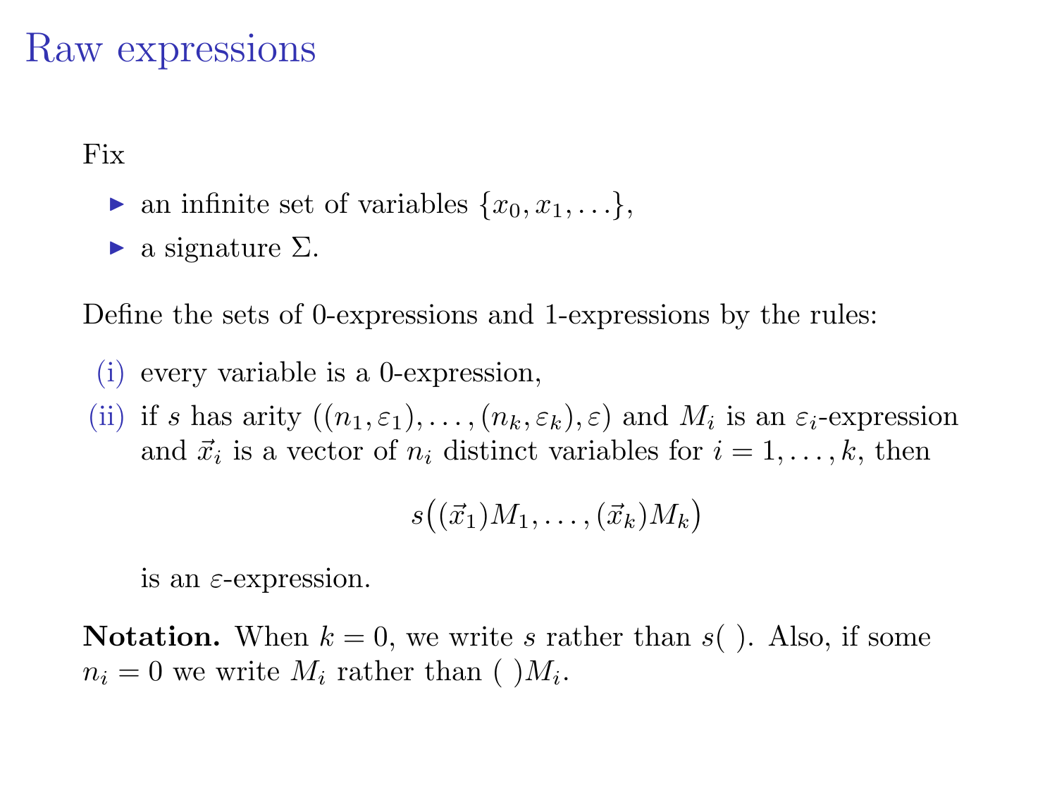# Raw expressions

Fix

- an infinite set of variables $\{x_0, x_1, \ldots\}$,
- a signature $\Sigma$.

Define the sets of 0-expressions and 1-expressions by the rules:

(i) every variable is a 0-expression,

(ii) if $s$ has arity $((n_1, \varepsilon_1), \ldots, (n_k, \varepsilon_k), \varepsilon)$ and $M_i$ is an $\varepsilon_i$-expression and $\vec{x}_i$ is a vector of $n_i$ distinct variables for $i = 1, \ldots, k$, then

$$s\big((\vec{x}_1)M_1, \ldots, (\vec{x}_k)M_k\big)$$

is an $\varepsilon$-expression.

**Notation.** When $k = 0$, we write $s$ rather than $s(\;)$. Also, if some $n_i = 0$ we write $M_i$ rather than $(\;)M_i$.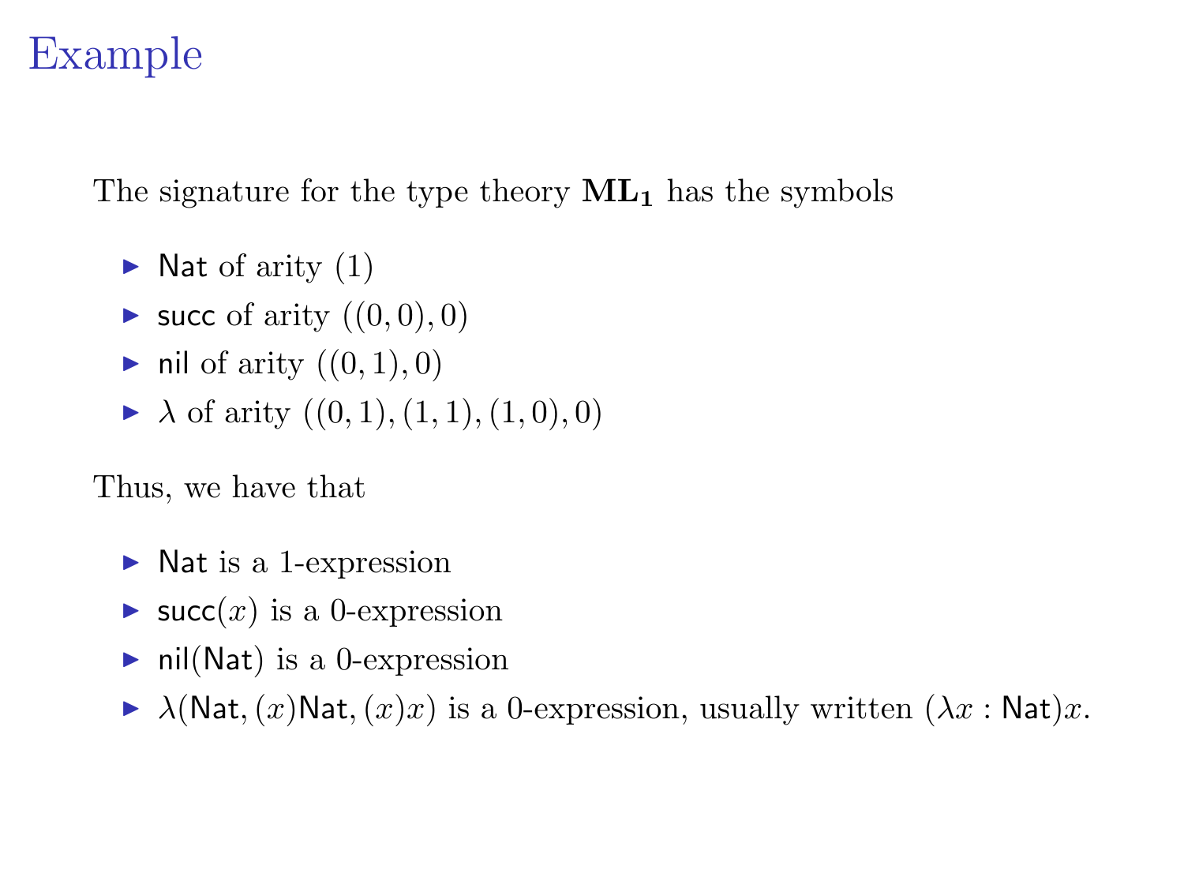# Example

The signature for the type theory $\mathbf{ML_1}$ has the symbols

- $\mathsf{Nat}$ of arity $(1)$
- $\mathsf{succ}$ of arity $((0,0),0)$
- $\mathsf{nil}$ of arity $((0,1),0)$
- $\lambda$ of arity $((0,1),(1,1),(1,0),0)$

Thus, we have that

- $\mathsf{Nat}$ is a 1-expression
- $\mathsf{succ}(x)$ is a 0-expression
- $\mathsf{nil}(\mathsf{Nat})$ is a 0-expression
- $\lambda(\mathsf{Nat},(x)\mathsf{Nat},(x)x)$ is a 0-expression, usually written $(\lambda x : \mathsf{Nat})x$.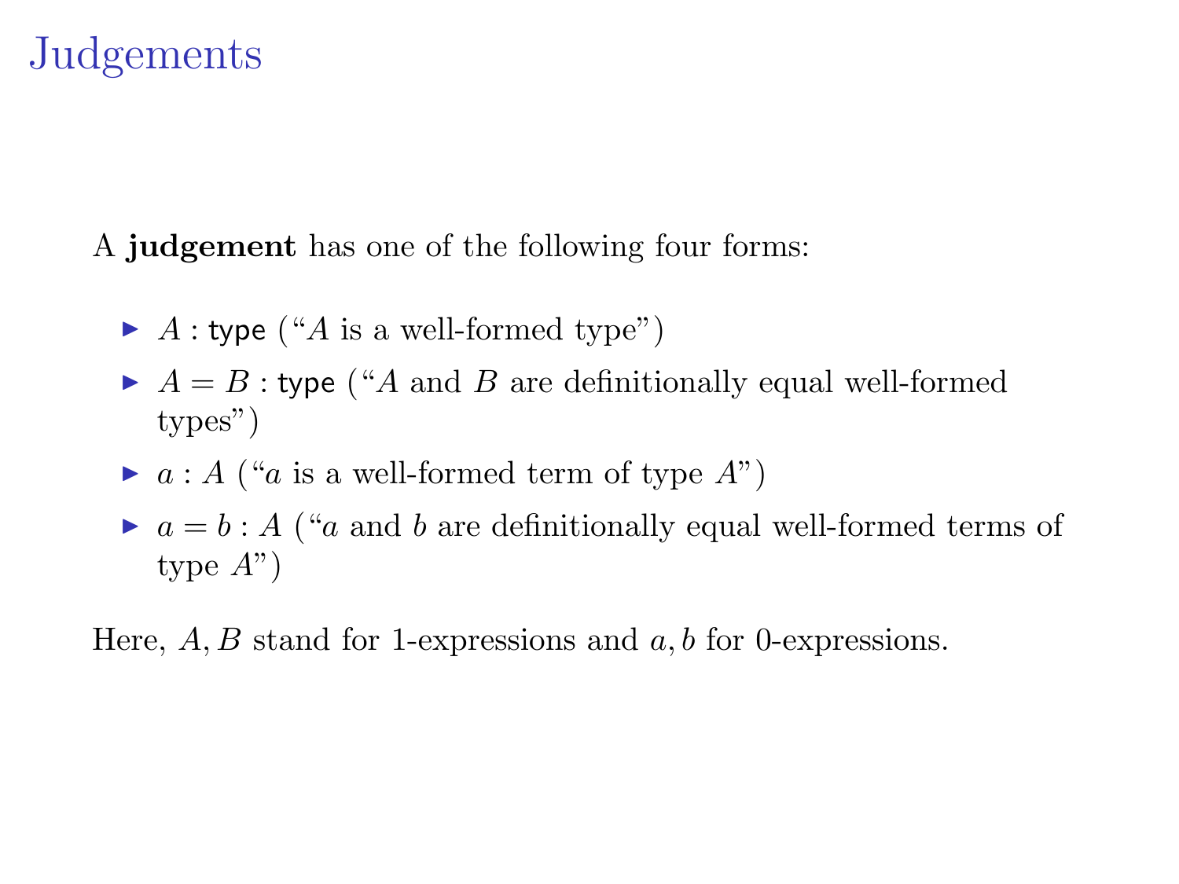# Judgements

A **judgement** has one of the following four forms:

- $A : \mathsf{type}$ ("$A$ is a well-formed type")
- $A = B : \mathsf{type}$ ("$A$ and $B$ are definitionally equal well-formed types")
- $a : A$ ("$a$ is a well-formed term of type $A$")
- $a = b : A$ ("$a$ and $b$ are definitionally equal well-formed terms of type $A$")

Here, $A, B$ stand for 1-expressions and $a, b$ for 0-expressions.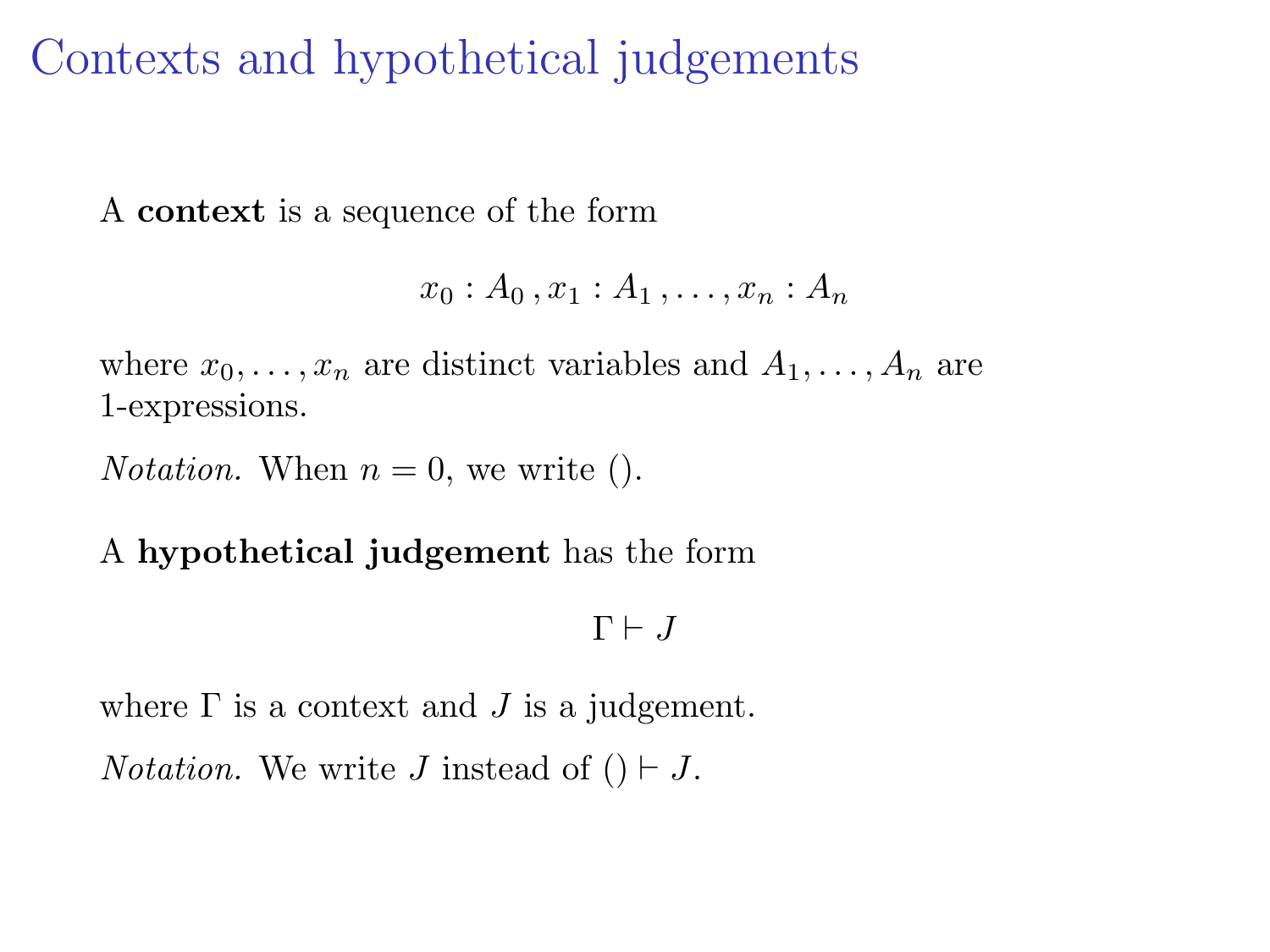# Contexts and hypothetical judgements

A **context** is a sequence of the form

$$x_0 : A_0 \,, x_1 : A_1 \,, \ldots, x_n : A_n$$

where $x_0, \ldots, x_n$ are distinct variables and $A_1, \ldots, A_n$ are 1-expressions.

*Notation.* When $n = 0$, we write $()$.

A **hypothetical judgement** has the form

$$\Gamma \vdash J$$

where $\Gamma$ is a context and $J$ is a judgement.

*Notation.* We write $J$ instead of $() \vdash J$.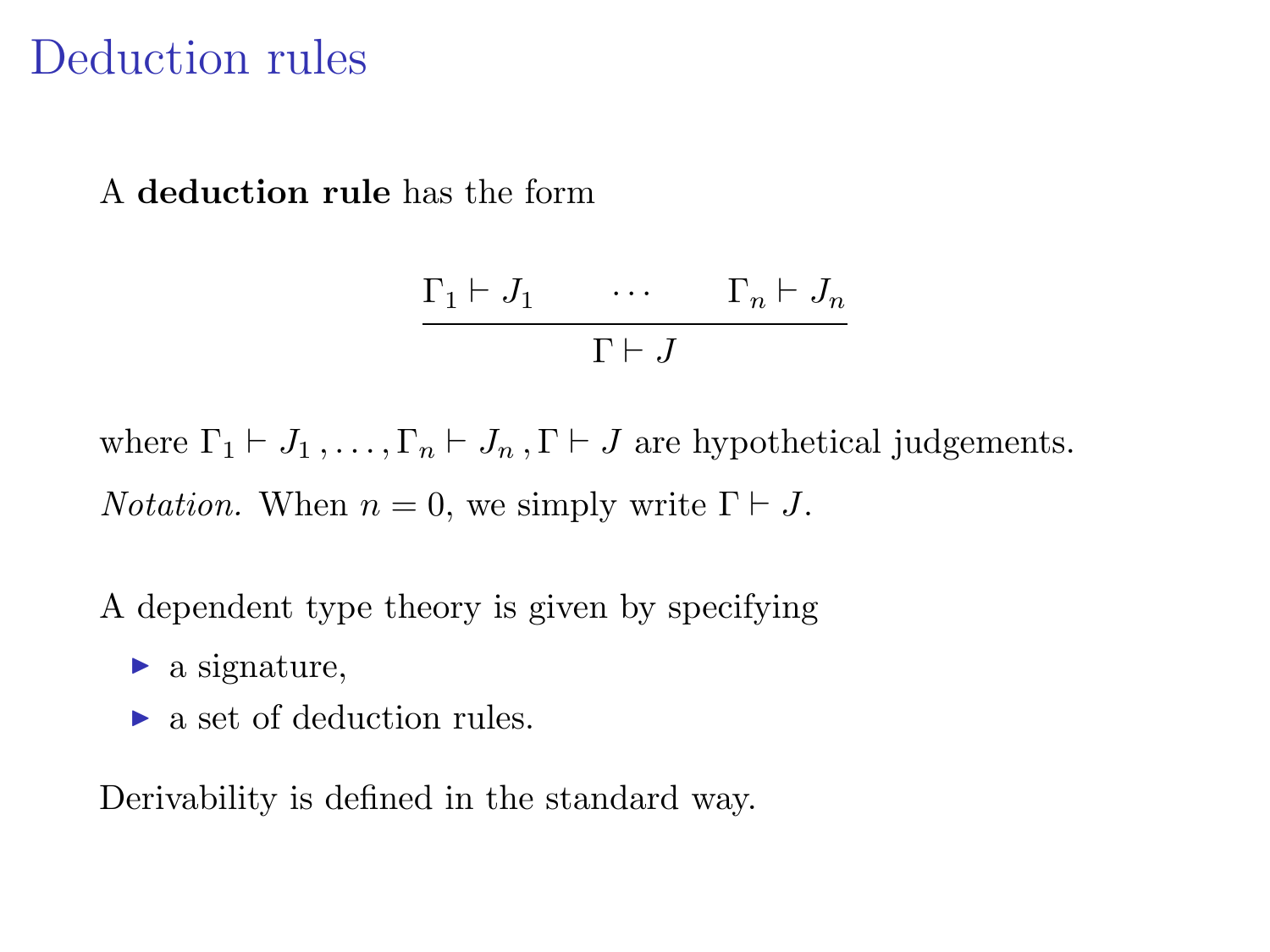# Deduction rules

A **deduction rule** has the form

$$\frac{\Gamma_1 \vdash J_1 \qquad \cdots \qquad \Gamma_n \vdash J_n}{\Gamma \vdash J}$$

where $\Gamma_1 \vdash J_1, \ldots, \Gamma_n \vdash J_n, \Gamma \vdash J$ are hypothetical judgements.

*Notation.* When $n = 0$, we simply write $\Gamma \vdash J$.

A dependent type theory is given by specifying

- a signature,
- a set of deduction rules.

Derivability is defined in the standard way.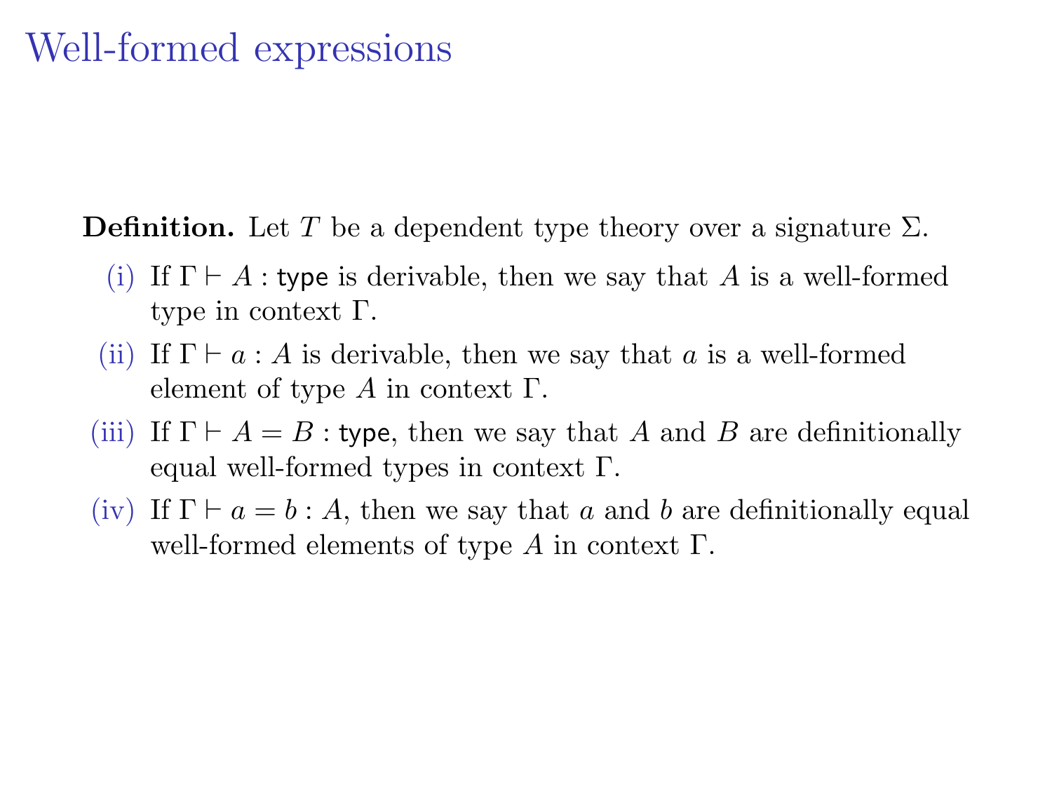# Well-formed expressions

**Definition.** Let $T$ be a dependent type theory over a signature $\Sigma$.

(i) If $\Gamma \vdash A : \mathsf{type}$ is derivable, then we say that $A$ is a well-formed type in context $\Gamma$.

(ii) If $\Gamma \vdash a : A$ is derivable, then we say that $a$ is a well-formed element of type $A$ in context $\Gamma$.

(iii) If $\Gamma \vdash A = B : \mathsf{type}$, then we say that $A$ and $B$ are definitionally equal well-formed types in context $\Gamma$.

(iv) If $\Gamma \vdash a = b : A$, then we say that $a$ and $b$ are definitionally equal well-formed elements of type $A$ in context $\Gamma$.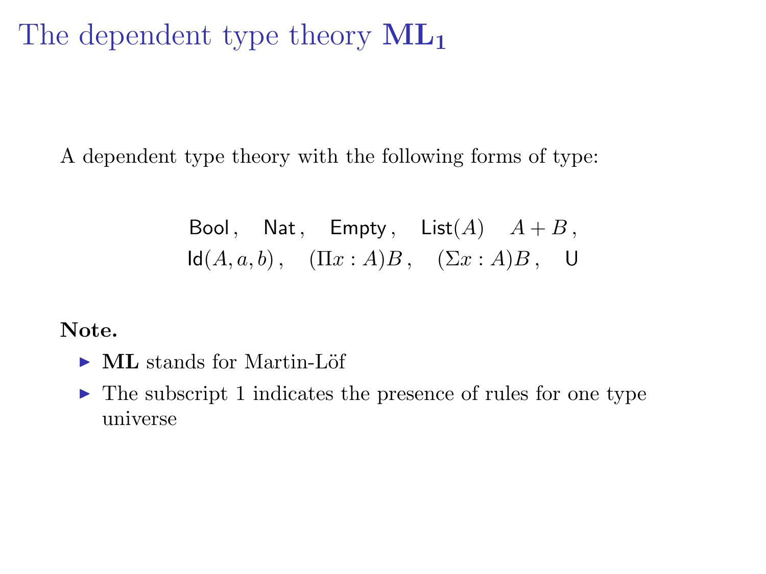# The dependent type theory $\mathbf{ML_1}$

A dependent type theory with the following forms of type:

$$
\begin{array}{c}
\mathsf{Bool}\,, \quad \mathsf{Nat}\,, \quad \mathsf{Empty}\,, \quad \mathsf{List}(A) \quad A + B\,, \\
\mathsf{Id}(A, a, b)\,, \quad (\Pi x : A)B\,, \quad (\Sigma x : A)B\,, \quad \mathsf{U}
\end{array}
$$

**Note.**

- **ML** stands for Martin-Löf
- The subscript 1 indicates the presence of rules for one type universe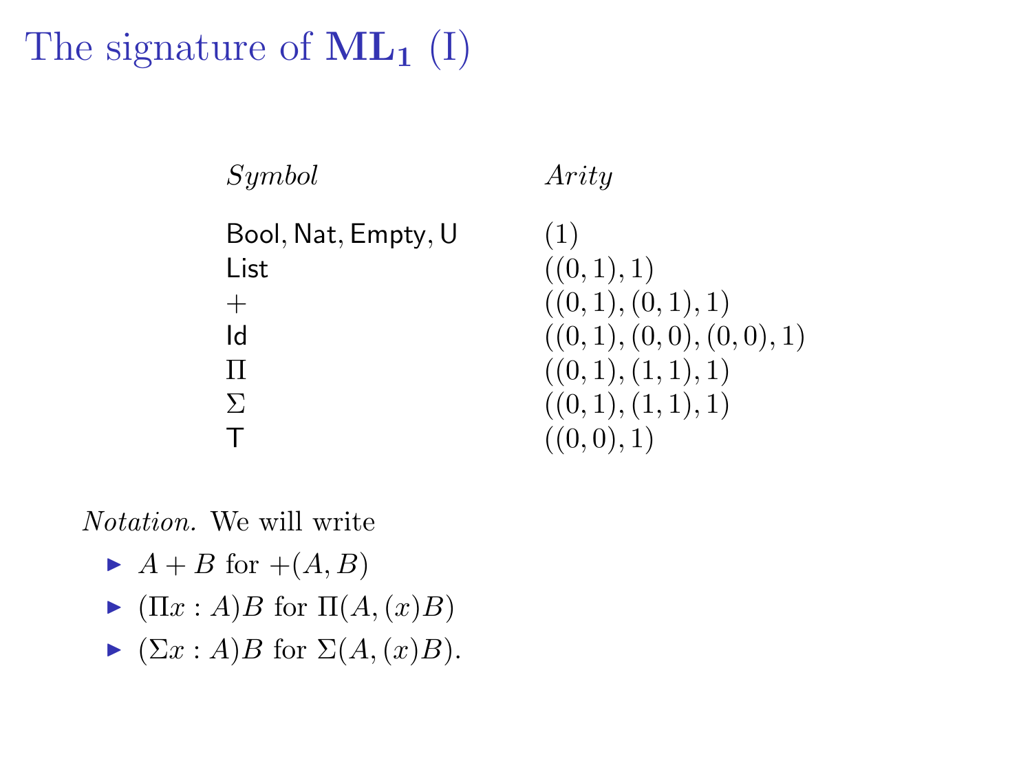# The signature of $\mathbf{ML_1}$ (I)

| *Symbol* | *Arity* |
|---|---|
| $\mathsf{Bool}, \mathsf{Nat}, \mathsf{Empty}, \mathsf{U}$ | $(1)$ |
| $\mathsf{List}$ | $((0,1),1)$ |
| $+$ | $((0,1),(0,1),1)$ |
| $\mathsf{Id}$ | $((0,1),(0,0),(0,0),1)$ |
| $\Pi$ | $((0,1),(1,1),1)$ |
| $\Sigma$ | $((0,1),(1,1),1)$ |
| $\mathsf{T}$ | $((0,0),1)$ |

*Notation.* We will write

- $A + B$ for $+(A, B)$
- $(\Pi x : A)B$ for $\Pi(A, (x)B)$
- $(\Sigma x : A)B$ for $\Sigma(A, (x)B)$.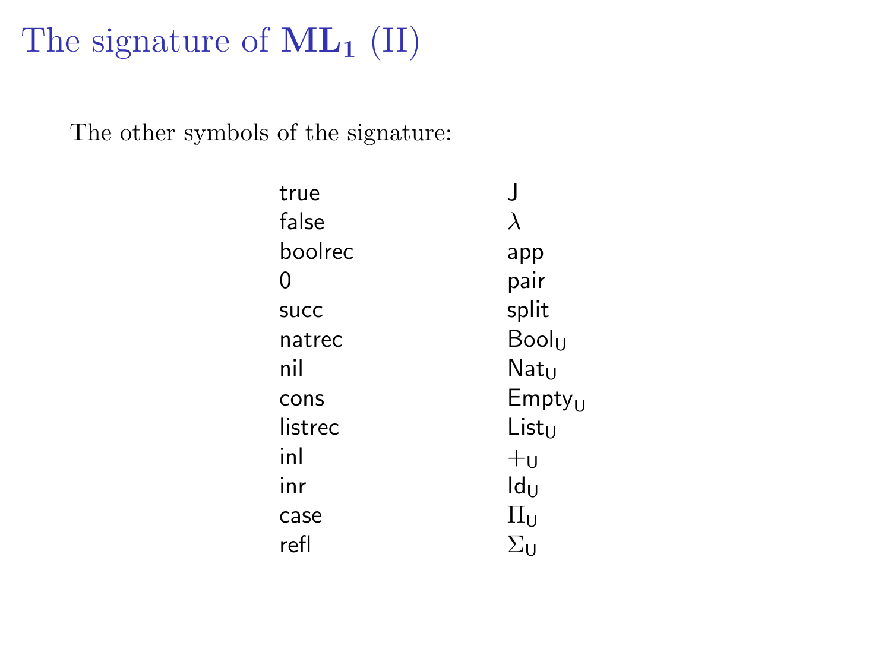# The signature of $\mathbf{ML_1}$ (II)

The other symbols of the signature:

| | |
|---|---|
| true | J |
| false | $\lambda$ |
| boolrec | app |
| 0 | pair |
| succ | split |
| natrec | $\mathsf{Bool}_\mathsf{U}$ |
| nil | $\mathsf{Nat}_\mathsf{U}$ |
| cons | $\mathsf{Empty}_\mathsf{U}$ |
| listrec | $\mathsf{List}_\mathsf{U}$ |
| inl | $+_\mathsf{U}$ |
| inr | $\mathsf{Id}_\mathsf{U}$ |
| case | $\Pi_\mathsf{U}$ |
| refl | $\Sigma_\mathsf{U}$ |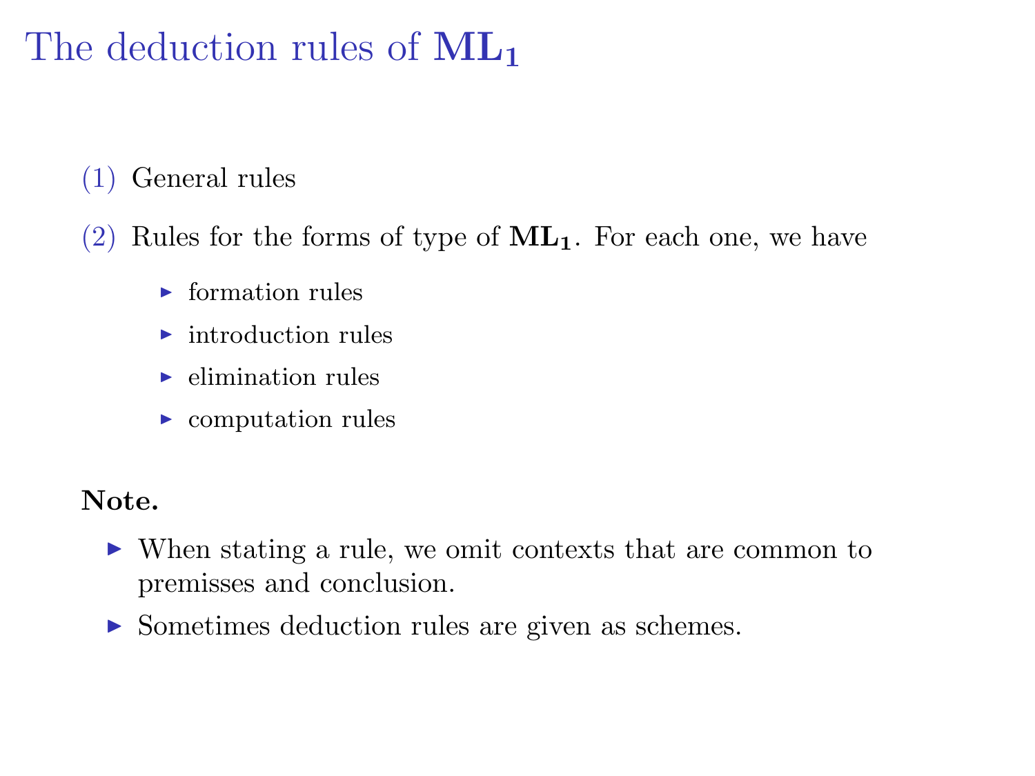# The deduction rules of $\mathbf{ML_1}$

(1) General rules

(2) Rules for the forms of type of $\mathbf{ML_1}$. For each one, we have

- formation rules
- introduction rules
- elimination rules
- computation rules

**Note.**

- When stating a rule, we omit contexts that are common to premisses and conclusion.
- Sometimes deduction rules are given as schemes.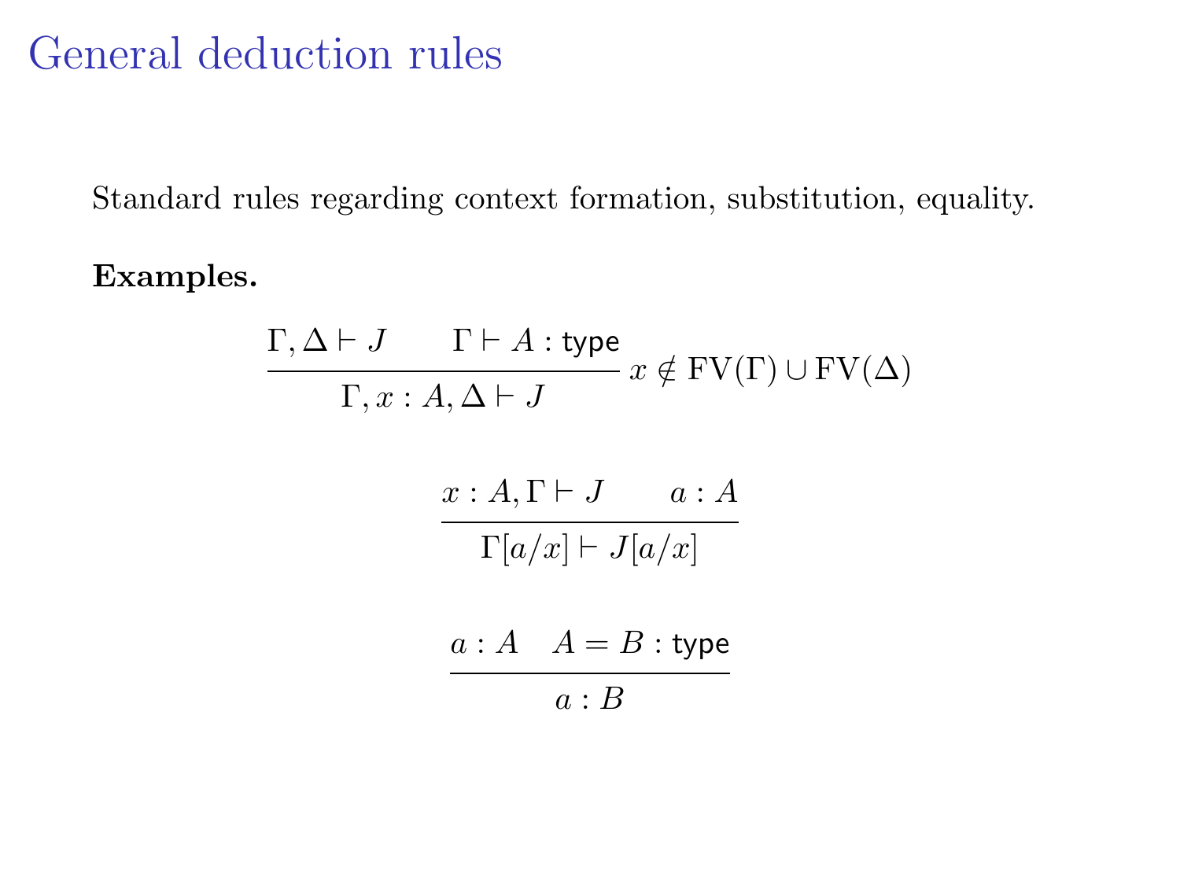# General deduction rules

Standard rules regarding context formation, substitution, equality.

**Examples.**

$$\frac{\Gamma, \Delta \vdash J \qquad \Gamma \vdash A : \mathsf{type}}{\Gamma, x : A, \Delta \vdash J} \; x \notin \mathrm{FV}(\Gamma) \cup \mathrm{FV}(\Delta)$$

$$\frac{x : A, \Gamma \vdash J \qquad a : A}{\Gamma[a/x] \vdash J[a/x]}$$

$$\frac{a : A \quad A = B : \mathsf{type}}{a : B}$$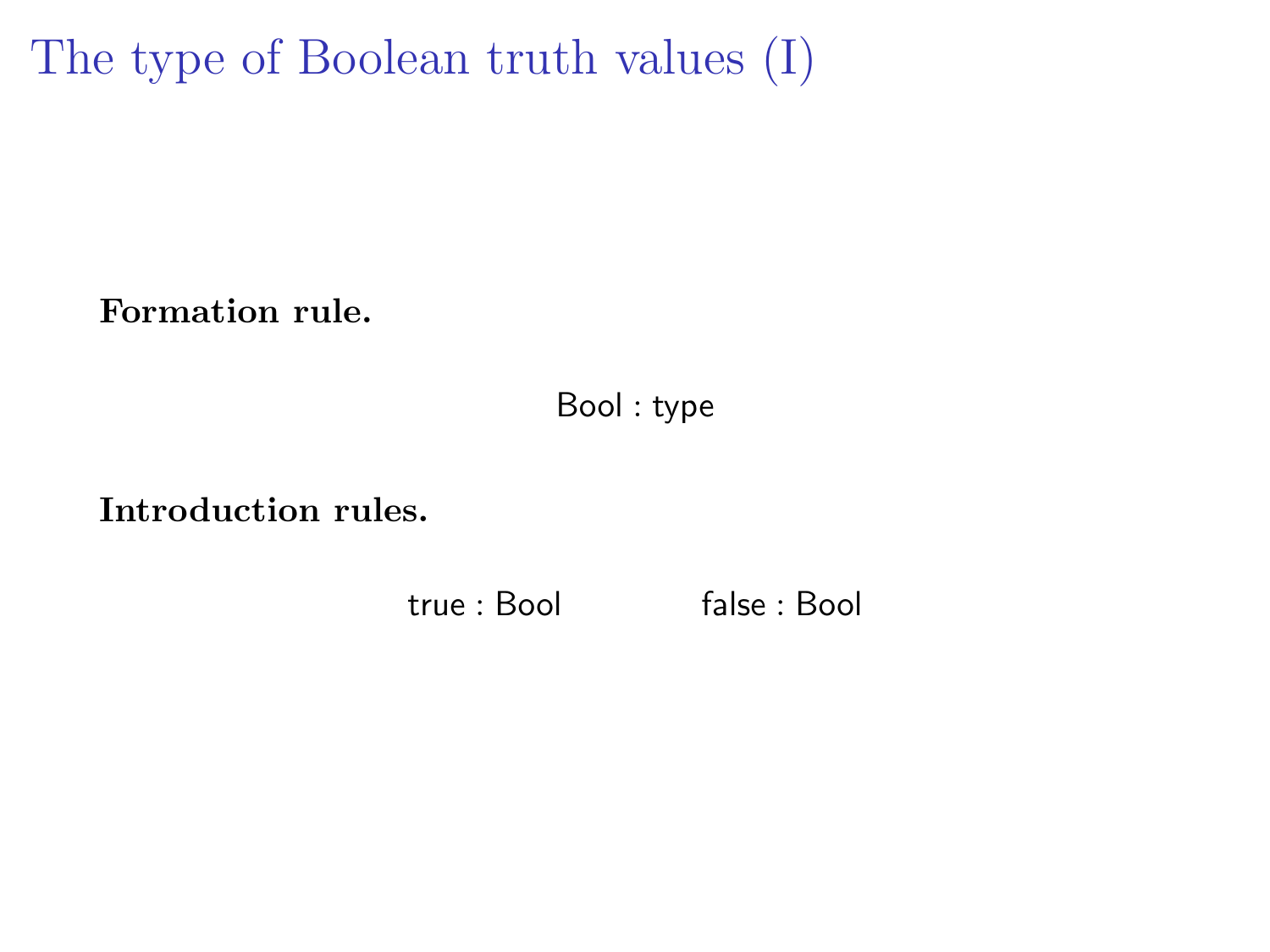# The type of Boolean truth values (I)

**Formation rule.**

$$\mathsf{Bool} : \mathsf{type}$$

**Introduction rules.**

$$\mathsf{true} : \mathsf{Bool} \qquad\qquad \mathsf{false} : \mathsf{Bool}$$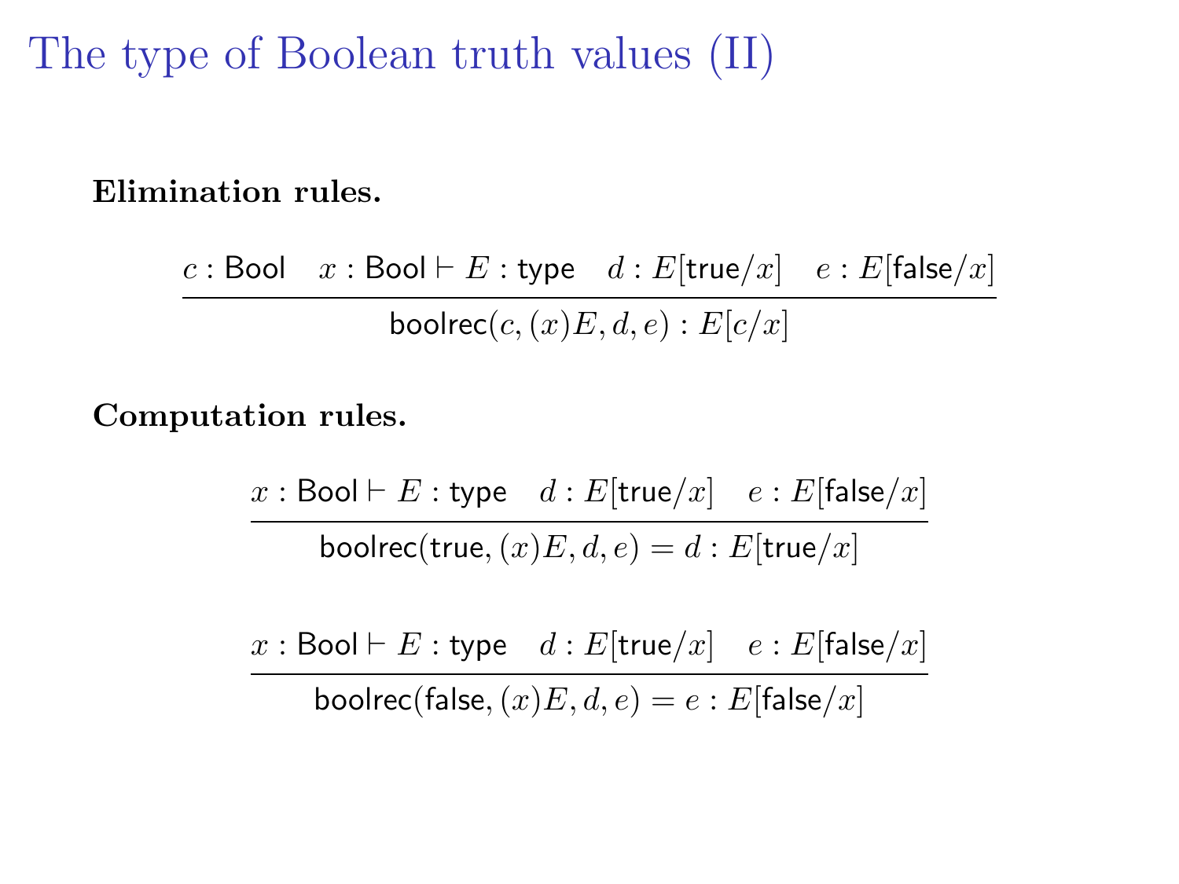# The type of Boolean truth values (II)

**Elimination rules.**

$$\frac{c : \mathsf{Bool} \quad x : \mathsf{Bool} \vdash E : \mathsf{type} \quad d : E[\mathsf{true}/x] \quad e : E[\mathsf{false}/x]}{\mathsf{boolrec}(c, (x)E, d, e) : E[c/x]}$$

**Computation rules.**

$$\frac{x : \mathsf{Bool} \vdash E : \mathsf{type} \quad d : E[\mathsf{true}/x] \quad e : E[\mathsf{false}/x]}{\mathsf{boolrec}(\mathsf{true}, (x)E, d, e) = d : E[\mathsf{true}/x]}$$

$$\frac{x : \mathsf{Bool} \vdash E : \mathsf{type} \quad d : E[\mathsf{true}/x] \quad e : E[\mathsf{false}/x]}{\mathsf{boolrec}(\mathsf{false}, (x)E, d, e) = e : E[\mathsf{false}/x]}$$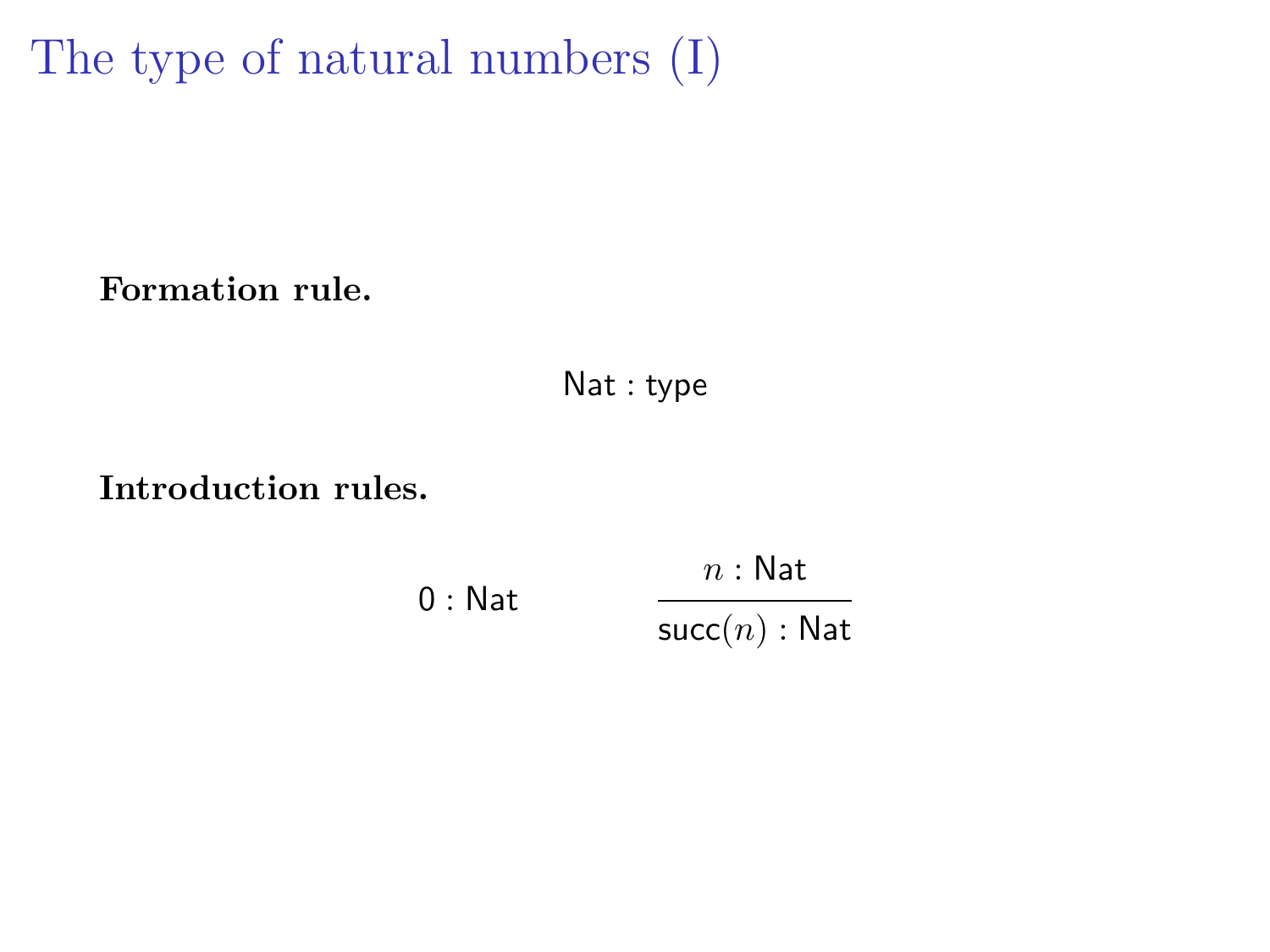# The type of natural numbers (I)

**Formation rule.**

$$\mathsf{Nat} : \mathsf{type}$$

**Introduction rules.**

$$0 : \mathsf{Nat} \qquad\qquad \frac{n : \mathsf{Nat}}{\mathsf{succ}(n) : \mathsf{Nat}}$$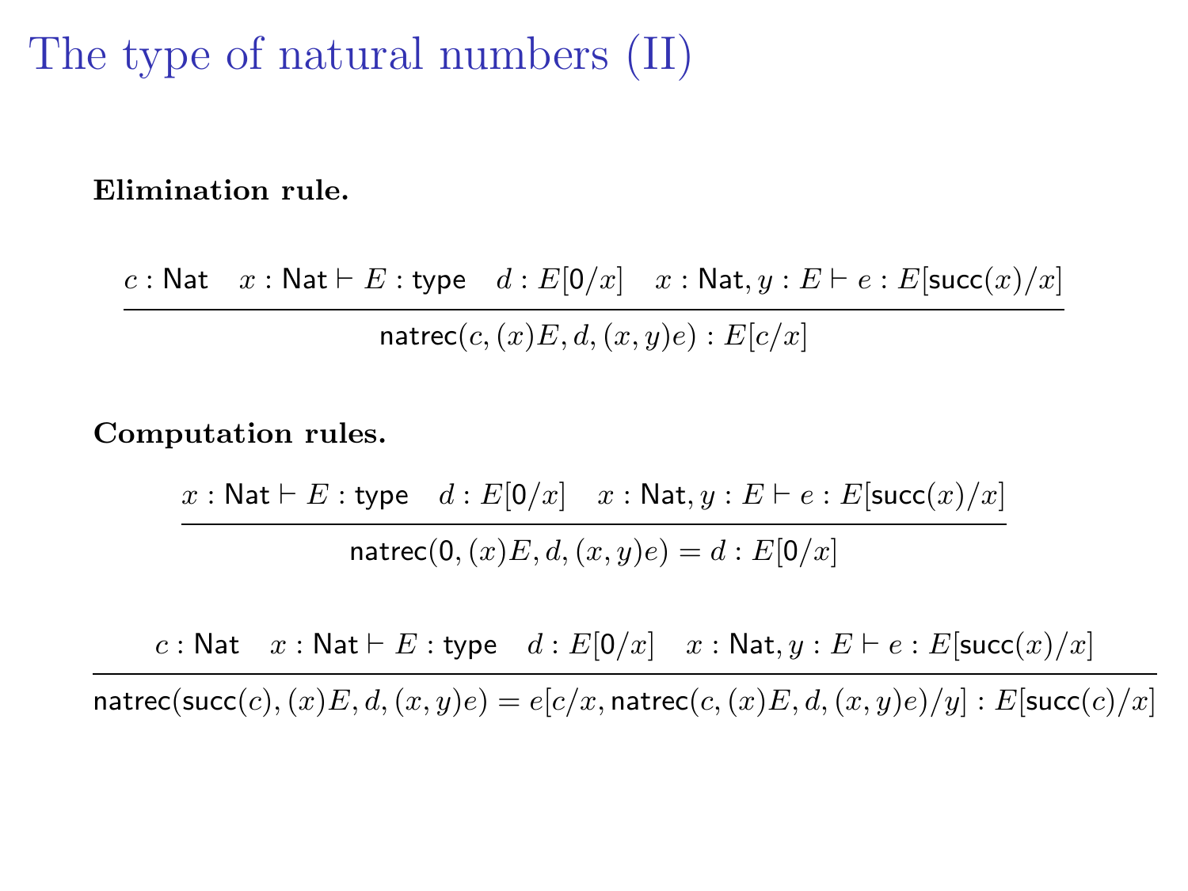# The type of natural numbers (II)

**Elimination rule.**

$$\frac{c : \mathsf{Nat} \quad x : \mathsf{Nat} \vdash E : \mathsf{type} \quad d : E[\mathsf{0}/x] \quad x : \mathsf{Nat}, y : E \vdash e : E[\mathsf{succ}(x)/x]}{\mathsf{natrec}(c, (x)E, d, (x,y)e) : E[c/x]}$$

**Computation rules.**

$$\frac{x : \mathsf{Nat} \vdash E : \mathsf{type} \quad d : E[\mathsf{0}/x] \quad x : \mathsf{Nat}, y : E \vdash e : E[\mathsf{succ}(x)/x]}{\mathsf{natrec}(\mathsf{0}, (x)E, d, (x,y)e) = d : E[\mathsf{0}/x]}$$

$$\frac{c : \mathsf{Nat} \quad x : \mathsf{Nat} \vdash E : \mathsf{type} \quad d : E[\mathsf{0}/x] \quad x : \mathsf{Nat}, y : E \vdash e : E[\mathsf{succ}(x)/x]}{\mathsf{natrec}(\mathsf{succ}(c), (x)E, d, (x,y)e) = e[c/x, \mathsf{natrec}(c, (x)E, d, (x,y)e)/y] : E[\mathsf{succ}(c)/x]}$$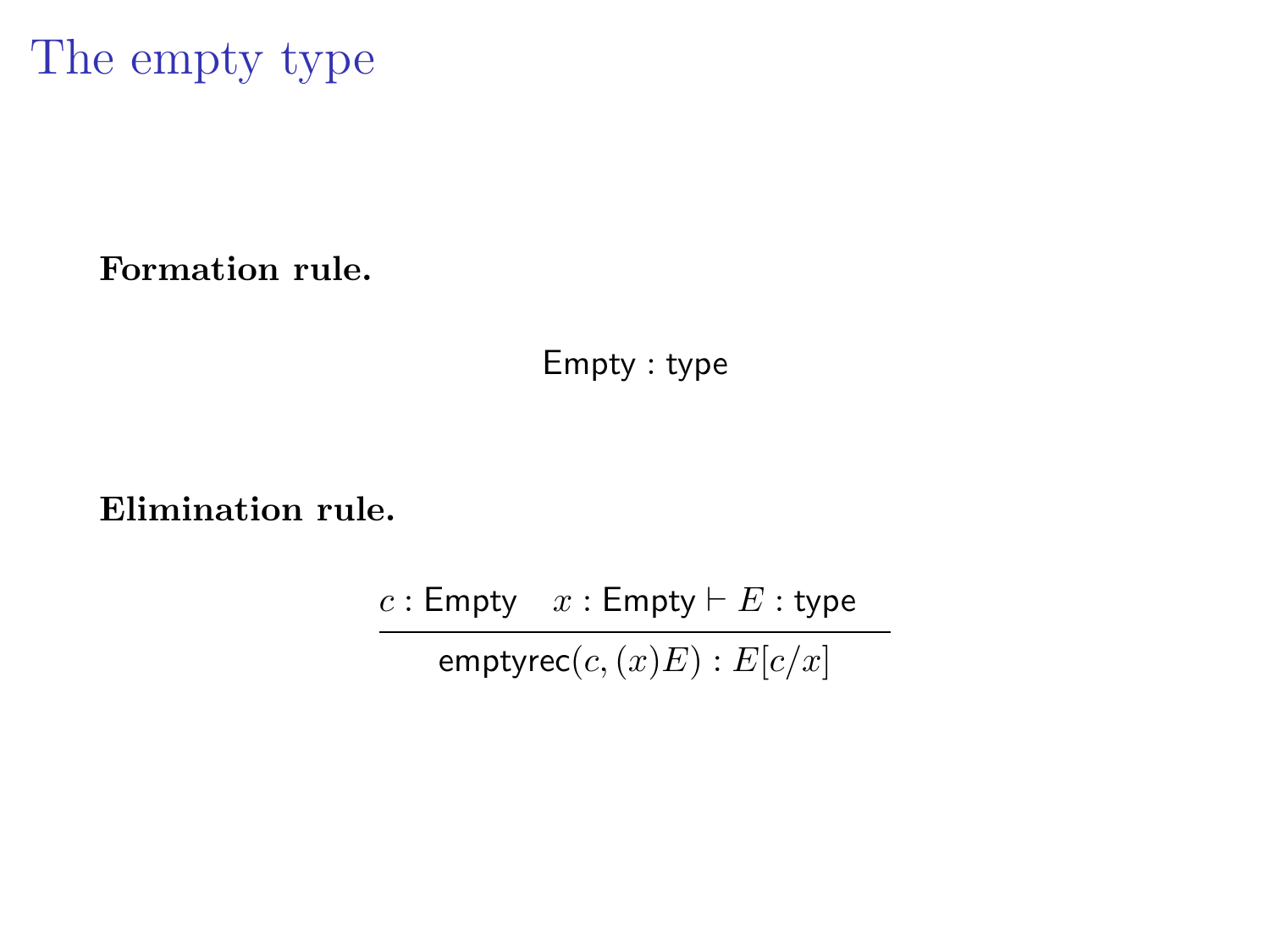# The empty type

**Formation rule.**

$$\mathsf{Empty} : \mathsf{type}$$

**Elimination rule.**

$$\frac{c : \mathsf{Empty} \quad x : \mathsf{Empty} \vdash E : \mathsf{type}}{\mathsf{emptyrec}(c, (x)E) : E[c/x]}$$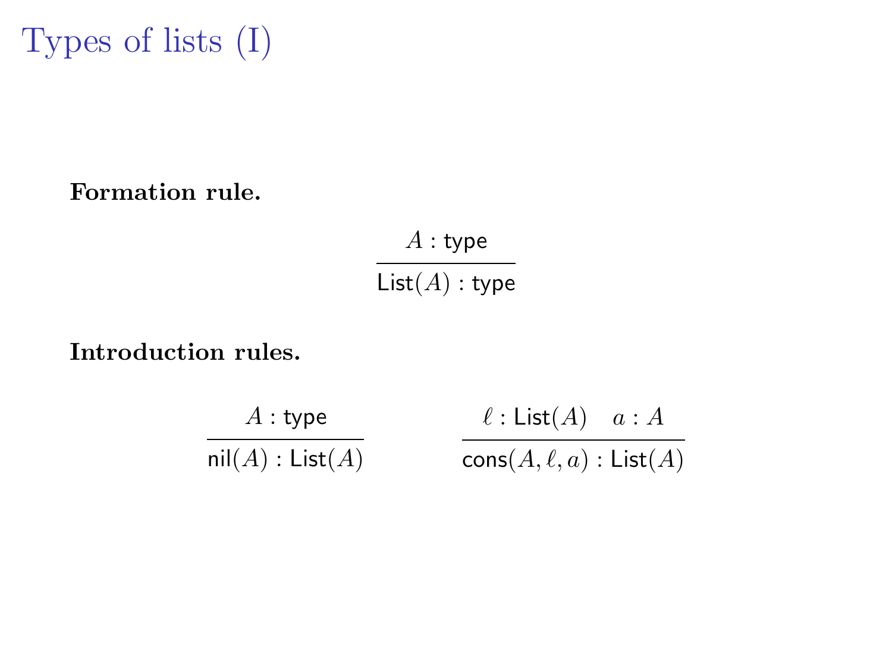# Types of lists (I)

**Formation rule.**

$$\frac{A : \mathsf{type}}{\mathsf{List}(A) : \mathsf{type}}$$

**Introduction rules.**

$$\frac{A : \mathsf{type}}{\mathsf{nil}(A) : \mathsf{List}(A)} \qquad \frac{\ell : \mathsf{List}(A) \quad a : A}{\mathsf{cons}(A, \ell, a) : \mathsf{List}(A)}$$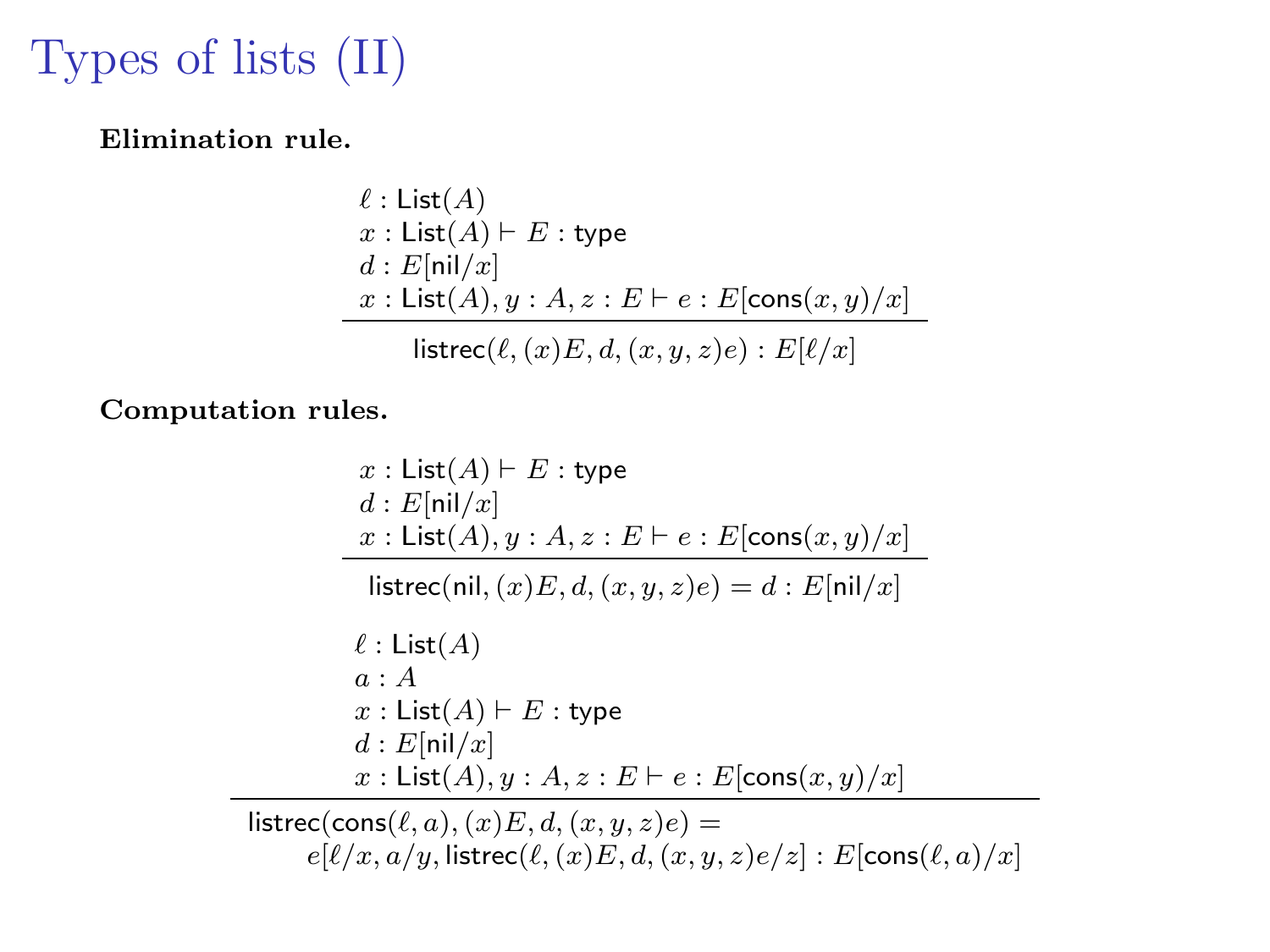# Types of lists (II)

**Elimination rule.**

$$\frac{\begin{array}{l} \ell : \mathsf{List}(A) \\ x : \mathsf{List}(A) \vdash E : \mathsf{type} \\ d : E[\mathsf{nil}/x] \\ x : \mathsf{List}(A), y : A, z : E \vdash e : E[\mathsf{cons}(x,y)/x] \end{array}}{\mathsf{listrec}(\ell, (x)E, d, (x,y,z)e) : E[\ell/x]}$$

**Computation rules.**

$$\frac{\begin{array}{l} x : \mathsf{List}(A) \vdash E : \mathsf{type} \\ d : E[\mathsf{nil}/x] \\ x : \mathsf{List}(A), y : A, z : E \vdash e : E[\mathsf{cons}(x,y)/x] \end{array}}{\mathsf{listrec}(\mathsf{nil}, (x)E, d, (x,y,z)e) = d : E[\mathsf{nil}/x]}$$

$$\frac{\begin{array}{l} \ell : \mathsf{List}(A) \\ a : A \\ x : \mathsf{List}(A) \vdash E : \mathsf{type} \\ d : E[\mathsf{nil}/x] \\ x : \mathsf{List}(A), y : A, z : E \vdash e : E[\mathsf{cons}(x,y)/x] \end{array}}{\begin{array}{l} \mathsf{listrec}(\mathsf{cons}(\ell,a), (x)E, d, (x,y,z)e) = \\ \quad e[\ell/x, a/y, \mathsf{listrec}(\ell, (x)E, d, (x,y,z)e/z] : E[\mathsf{cons}(\ell,a)/x] \end{array}}$$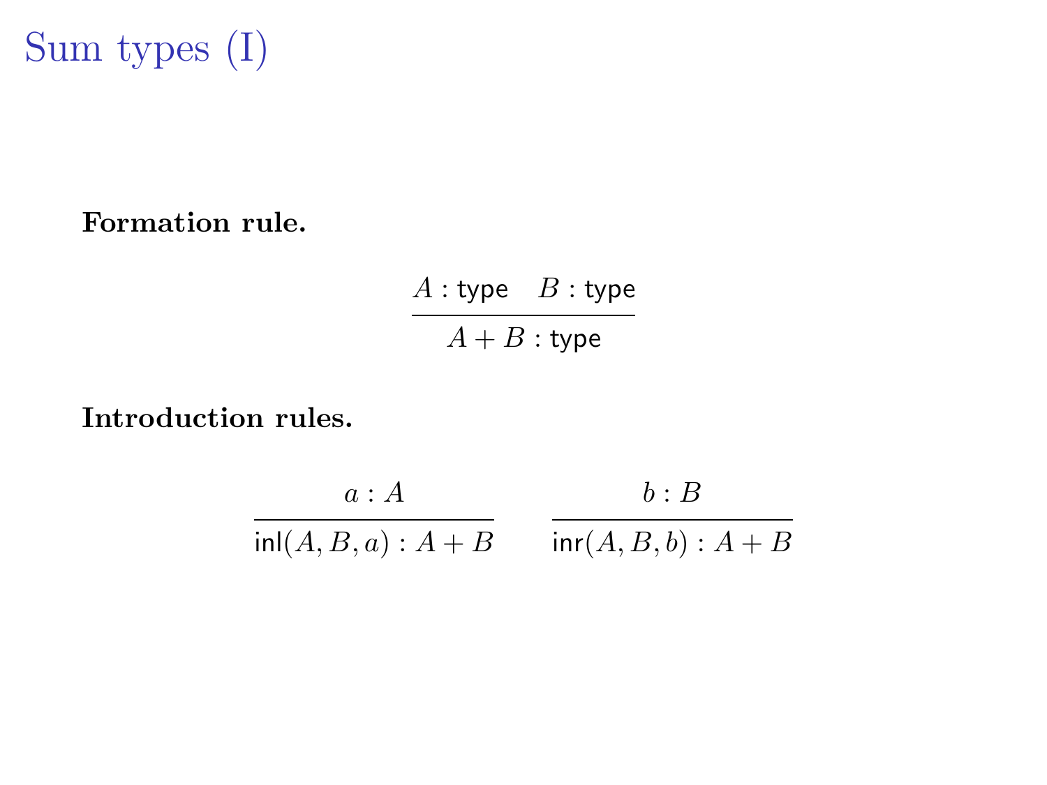# Sum types (I)

**Formation rule.**

$$\frac{A : \mathsf{type} \quad B : \mathsf{type}}{A + B : \mathsf{type}}$$

**Introduction rules.**

$$\frac{a : A}{\mathsf{inl}(A, B, a) : A + B} \qquad \frac{b : B}{\mathsf{inr}(A, B, b) : A + B}$$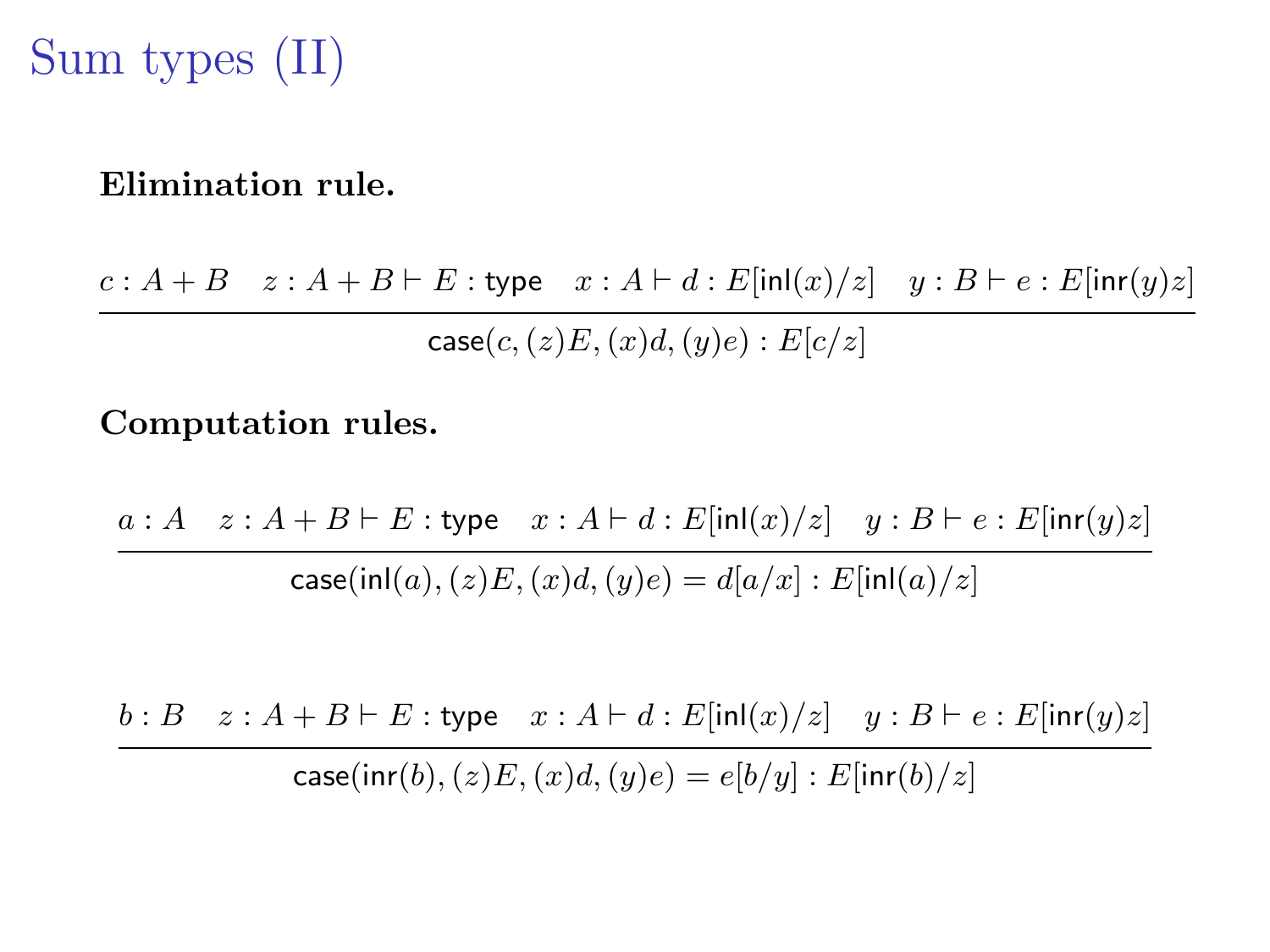# Sum types (II)

**Elimination rule.**

$$\frac{c : A + B \quad z : A + B \vdash E : \mathsf{type} \quad x : A \vdash d : E[\mathsf{inl}(x)/z] \quad y : B \vdash e : E[\mathsf{inr}(y)z]}{\mathsf{case}(c, (z)E, (x)d, (y)e) : E[c/z]}$$

**Computation rules.**

$$\frac{a : A \quad z : A + B \vdash E : \mathsf{type} \quad x : A \vdash d : E[\mathsf{inl}(x)/z] \quad y : B \vdash e : E[\mathsf{inr}(y)z]}{\mathsf{case}(\mathsf{inl}(a), (z)E, (x)d, (y)e) = d[a/x] : E[\mathsf{inl}(a)/z]}$$

$$\frac{b : B \quad z : A + B \vdash E : \mathsf{type} \quad x : A \vdash d : E[\mathsf{inl}(x)/z] \quad y : B \vdash e : E[\mathsf{inr}(y)z]}{\mathsf{case}(\mathsf{inr}(b), (z)E, (x)d, (y)e) = e[b/y] : E[\mathsf{inr}(b)/z]}$$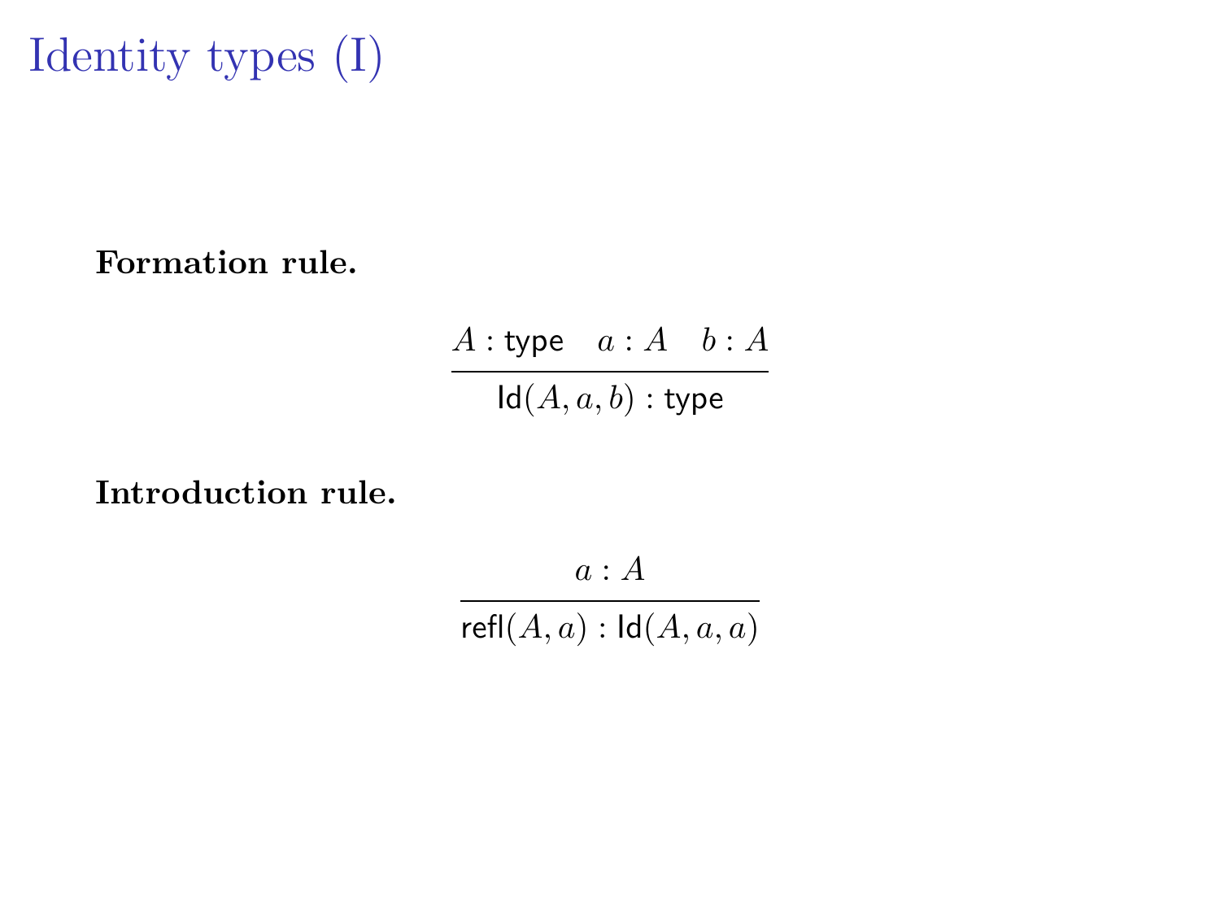# Identity types (I)

**Formation rule.**

$$\frac{A : \mathsf{type} \quad a : A \quad b : A}{\mathsf{Id}(A, a, b) : \mathsf{type}}$$

**Introduction rule.**

$$\frac{a : A}{\mathsf{refl}(A, a) : \mathsf{Id}(A, a, a)}$$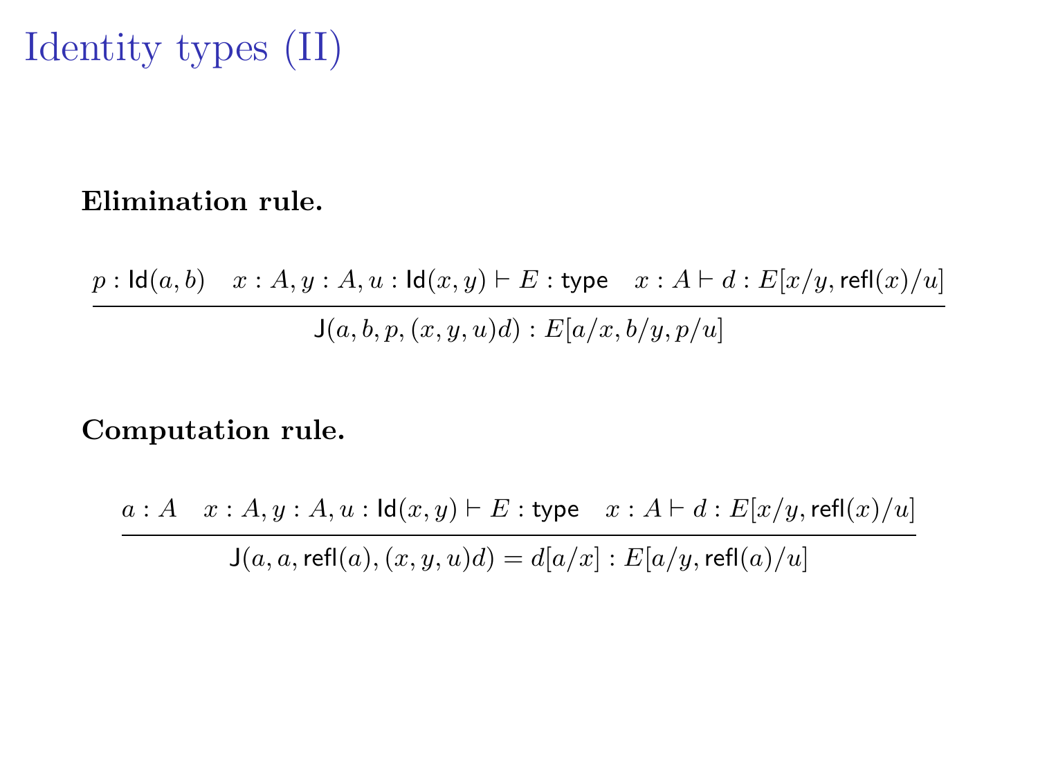# Identity types (II)

**Elimination rule.**

$$\frac{p : \mathsf{Id}(a,b) \quad x : A, y : A, u : \mathsf{Id}(x,y) \vdash E : \mathsf{type} \quad x : A \vdash d : E[x/y, \mathsf{refl}(x)/u]}{\mathsf{J}(a, b, p, (x, y, u)d) : E[a/x, b/y, p/u]}$$

**Computation rule.**

$$\frac{a : A \quad x : A, y : A, u : \mathsf{Id}(x,y) \vdash E : \mathsf{type} \quad x : A \vdash d : E[x/y, \mathsf{refl}(x)/u]}{\mathsf{J}(a, a, \mathsf{refl}(a), (x, y, u)d) = d[a/x] : E[a/y, \mathsf{refl}(a)/u]}$$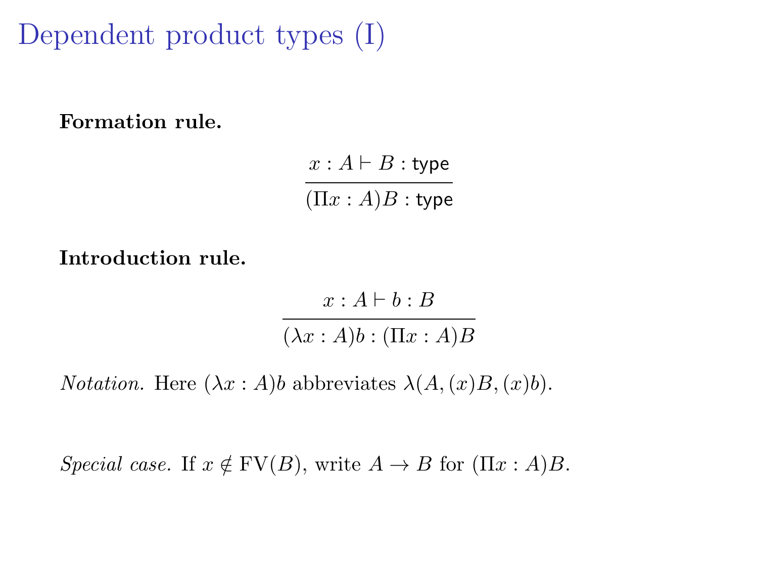# Dependent product types (I)

**Formation rule.**

$$\frac{x : A \vdash B : \mathsf{type}}{(\Pi x : A)B : \mathsf{type}}$$

**Introduction rule.**

$$\frac{x : A \vdash b : B}{(\lambda x : A)b : (\Pi x : A)B}$$

*Notation.* Here $(\lambda x : A)b$ abbreviates $\lambda(A, (x)B, (x)b)$.

*Special case.* If $x \notin \mathrm{FV}(B)$, write $A \to B$ for $(\Pi x : A)B$.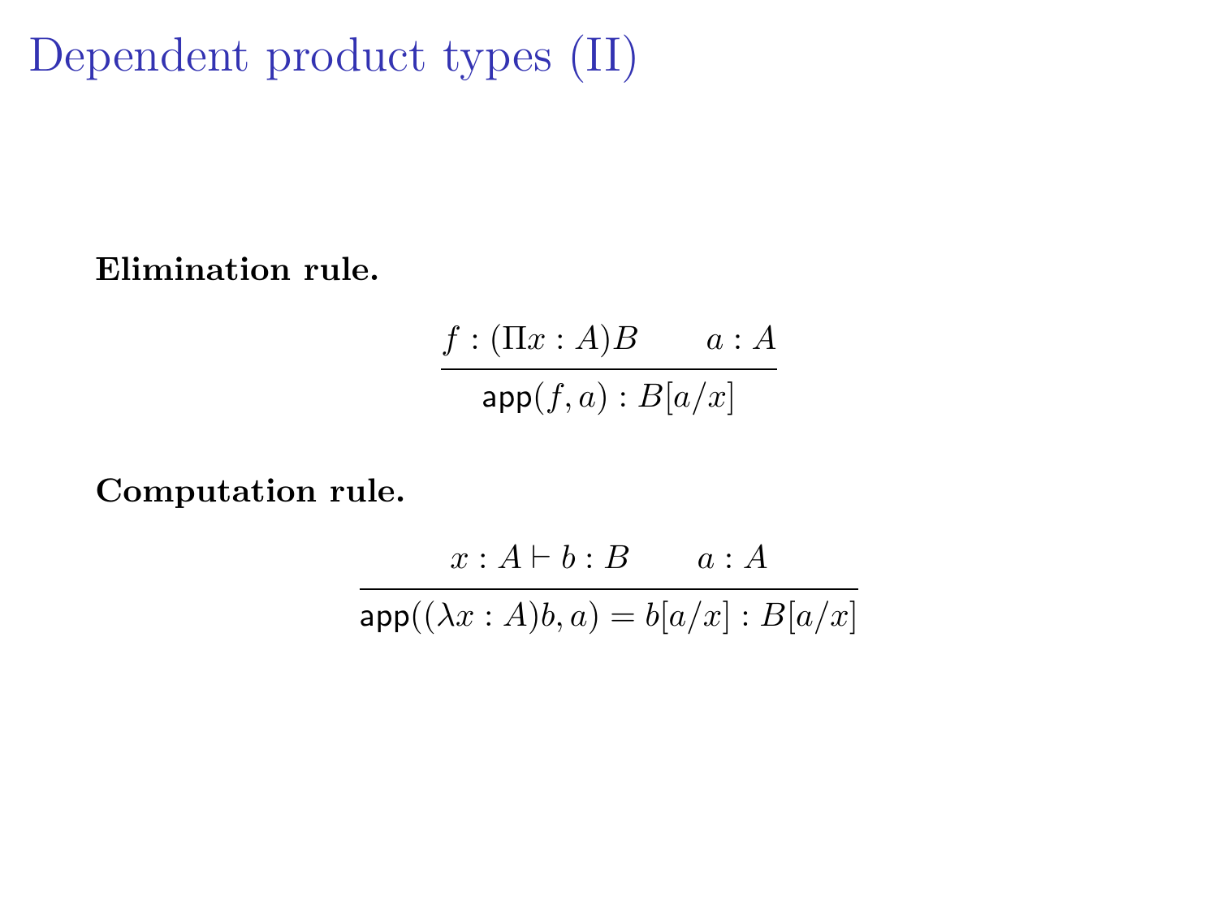# Dependent product types (II)

**Elimination rule.**

$$\frac{f : (\Pi x : A)B \qquad a : A}{\mathsf{app}(f, a) : B[a/x]}$$

**Computation rule.**

$$\frac{x : A \vdash b : B \qquad a : A}{\mathsf{app}((\lambda x : A)b, a) = b[a/x] : B[a/x]}$$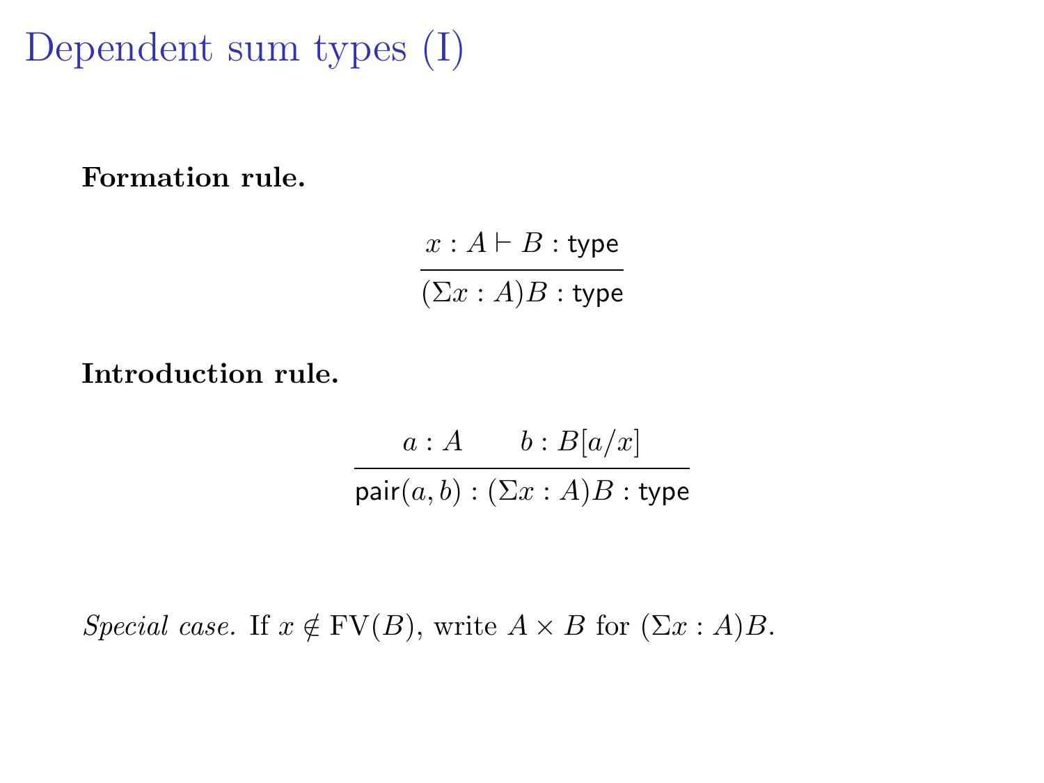# Dependent sum types (I)

**Formation rule.**

$$\frac{x : A \vdash B : \mathsf{type}}{(\Sigma x : A)B : \mathsf{type}}$$

**Introduction rule.**

$$\frac{a : A \qquad b : B[a/x]}{\mathsf{pair}(a, b) : (\Sigma x : A)B : \mathsf{type}}$$

*Special case.* If $x \notin \mathrm{FV}(B)$, write $A \times B$ for $(\Sigma x : A)B$.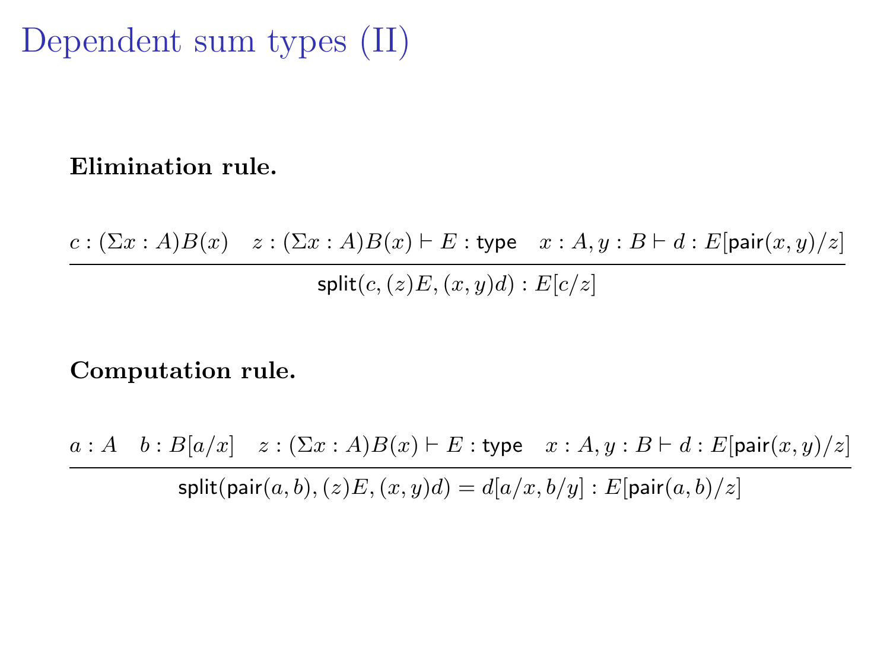# Dependent sum types (II)

**Elimination rule.**

$$\frac{c : (\Sigma x : A)B(x) \quad z : (\Sigma x : A)B(x) \vdash E : \mathsf{type} \quad x : A, y : B \vdash d : E[\mathsf{pair}(x,y)/z]}{\mathsf{split}(c, (z)E, (x,y)d) : E[c/z]}$$

**Computation rule.**

$$\frac{a : A \quad b : B[a/x] \quad z : (\Sigma x : A)B(x) \vdash E : \mathsf{type} \quad x : A, y : B \vdash d : E[\mathsf{pair}(x,y)/z]}{\mathsf{split}(\mathsf{pair}(a,b), (z)E, (x,y)d) = d[a/x, b/y] : E[\mathsf{pair}(a,b)/z]}$$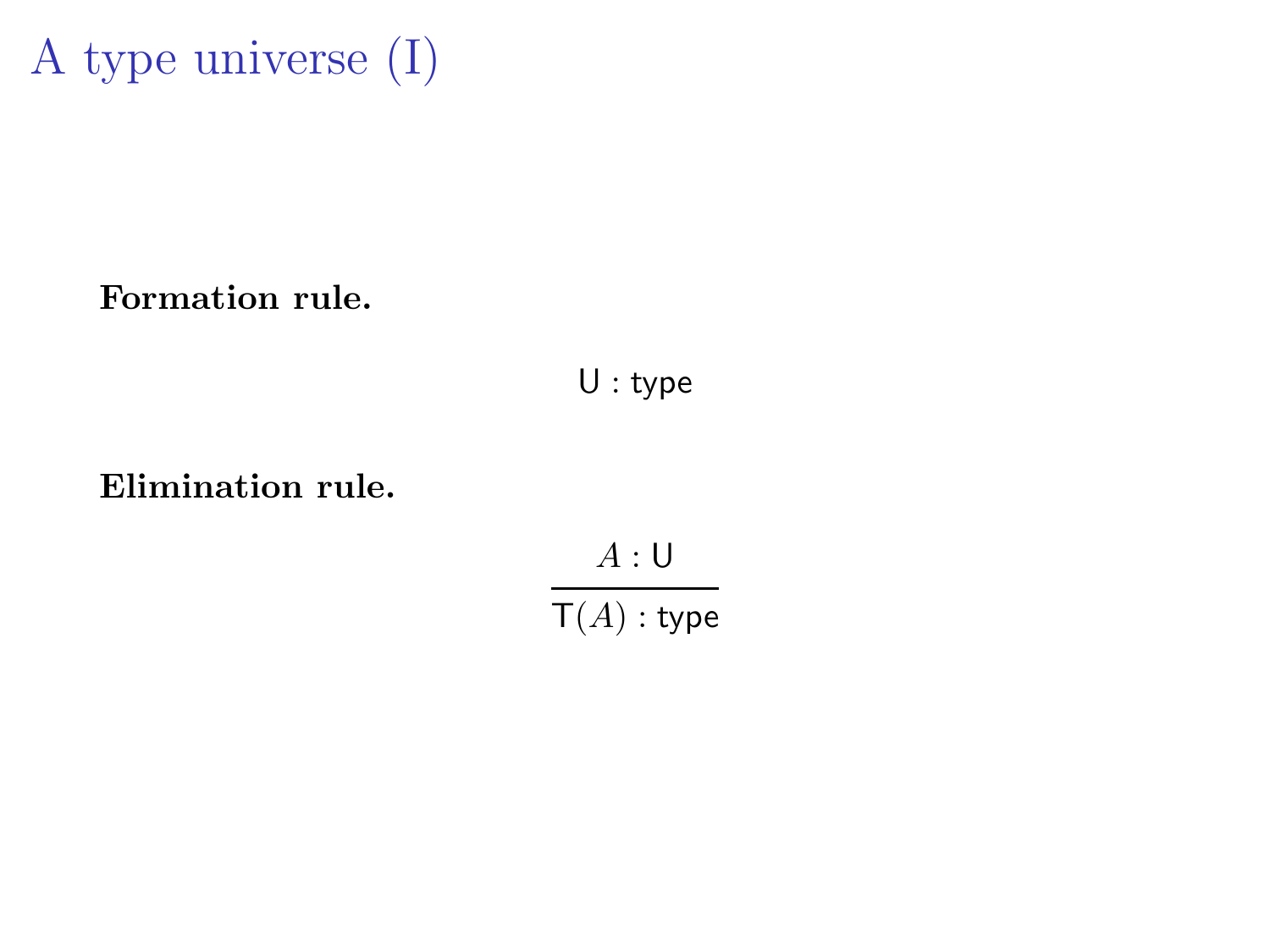# A type universe (I)

**Formation rule.**

$$\mathsf{U} : \mathsf{type}$$

**Elimination rule.**

$$\frac{A : \mathsf{U}}{\mathsf{T}(A) : \mathsf{type}}$$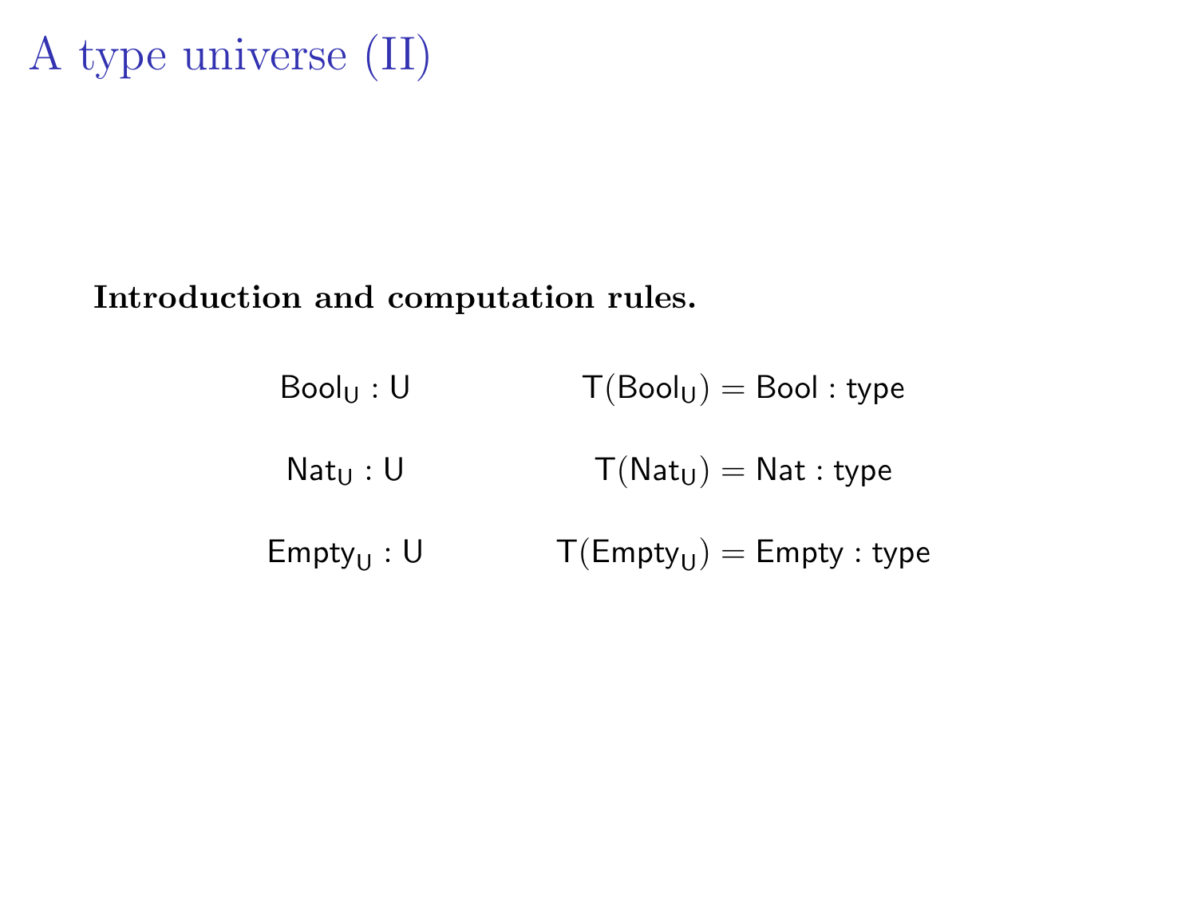# A type universe (II)

**Introduction and computation rules.**

$$\mathsf{Bool_U} : \mathsf{U} \qquad\qquad \mathsf{T}(\mathsf{Bool_U}) = \mathsf{Bool} : \mathsf{type}$$

$$\mathsf{Nat_U} : \mathsf{U} \qquad\qquad \mathsf{T}(\mathsf{Nat_U}) = \mathsf{Nat} : \mathsf{type}$$

$$\mathsf{Empty_U} : \mathsf{U} \qquad\qquad \mathsf{T}(\mathsf{Empty_U}) = \mathsf{Empty} : \mathsf{type}$$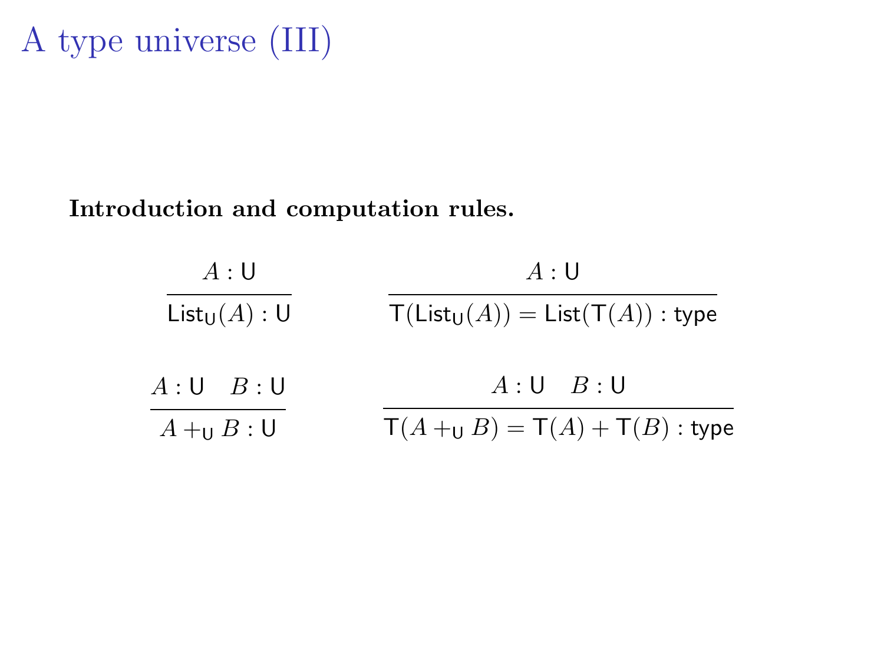# A type universe (III)

**Introduction and computation rules.**

$$\frac{A : \mathsf{U}}{\mathsf{List_U}(A) : \mathsf{U}} \qquad \frac{A : \mathsf{U}}{\mathsf{T}(\mathsf{List_U}(A)) = \mathsf{List}(\mathsf{T}(A)) : \mathsf{type}}$$

$$\frac{A : \mathsf{U} \quad B : \mathsf{U}}{A +_{\mathsf{U}} B : \mathsf{U}} \qquad \frac{A : \mathsf{U} \quad B : \mathsf{U}}{\mathsf{T}(A +_{\mathsf{U}} B) = \mathsf{T}(A) + \mathsf{T}(B) : \mathsf{type}}$$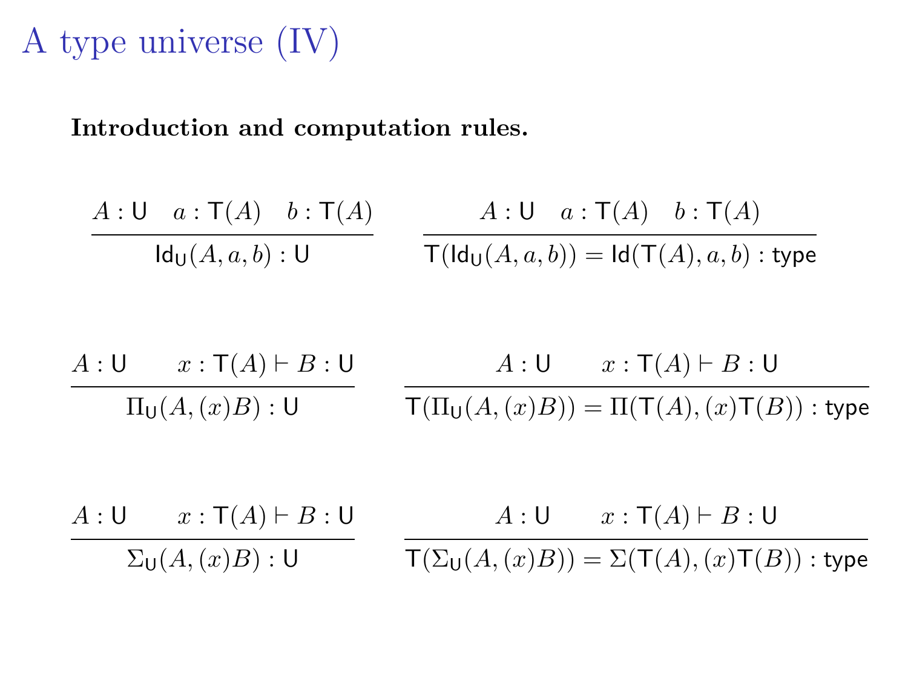# A type universe (IV)

**Introduction and computation rules.**

$$\frac{A : \mathsf{U} \quad a : \mathsf{T}(A) \quad b : \mathsf{T}(A)}{\mathsf{Id}_{\mathsf{U}}(A, a, b) : \mathsf{U}} \qquad \frac{A : \mathsf{U} \quad a : \mathsf{T}(A) \quad b : \mathsf{T}(A)}{\mathsf{T}(\mathsf{Id}_{\mathsf{U}}(A, a, b)) = \mathsf{Id}(\mathsf{T}(A), a, b) : \mathsf{type}}$$

$$\frac{A : \mathsf{U} \qquad x : \mathsf{T}(A) \vdash B : \mathsf{U}}{\Pi_{\mathsf{U}}(A, (x)B) : \mathsf{U}} \qquad \frac{A : \mathsf{U} \qquad x : \mathsf{T}(A) \vdash B : \mathsf{U}}{\mathsf{T}(\Pi_{\mathsf{U}}(A, (x)B)) = \Pi(\mathsf{T}(A), (x)\mathsf{T}(B)) : \mathsf{type}}$$

$$\frac{A : \mathsf{U} \qquad x : \mathsf{T}(A) \vdash B : \mathsf{U}}{\Sigma_{\mathsf{U}}(A, (x)B) : \mathsf{U}} \qquad \frac{A : \mathsf{U} \qquad x : \mathsf{T}(A) \vdash B : \mathsf{U}}{\mathsf{T}(\Sigma_{\mathsf{U}}(A, (x)B)) = \Sigma(\mathsf{T}(A), (x)\mathsf{T}(B)) : \mathsf{type}}$$